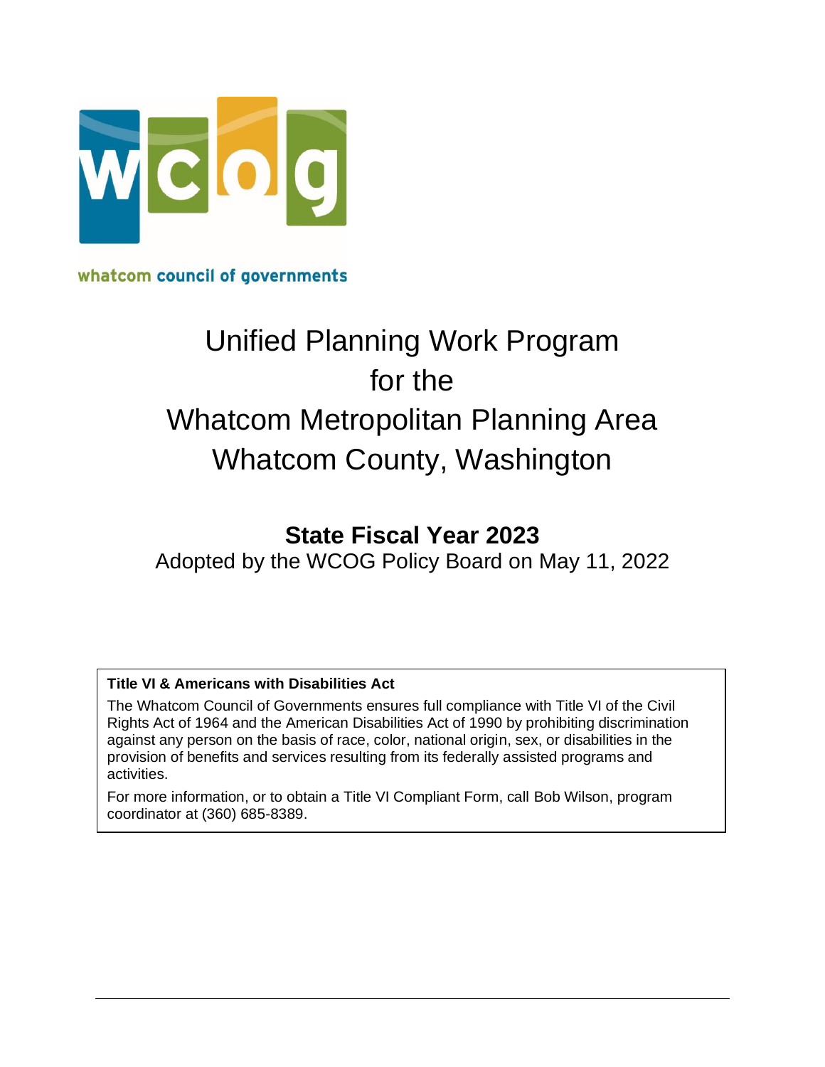whatcom council of governments

# Unified Planning Work Program for the Whatcom Metropolitan Planning Area Whatcom County, Washington

## State Fiscal Year 2023

Adopted by the WCOG Policy Board on May 11, 2022

**Title VI & Americans with Disabilities Act**

The Whatcom Council of Governments ensures full compliance with Title VI of the Civil Rights Act of 1964 and the American Disabilities Act of 1990 by prohibiting discrimination against any person on the basis of race, color, national origin, sex, or disabilities in the provision of benefits and services resulting from its federally assisted programs and activities.

For more information, or to obtain a Title VI Compliant Form, call Bob Wilson, program coordinator at (360) 685-8389.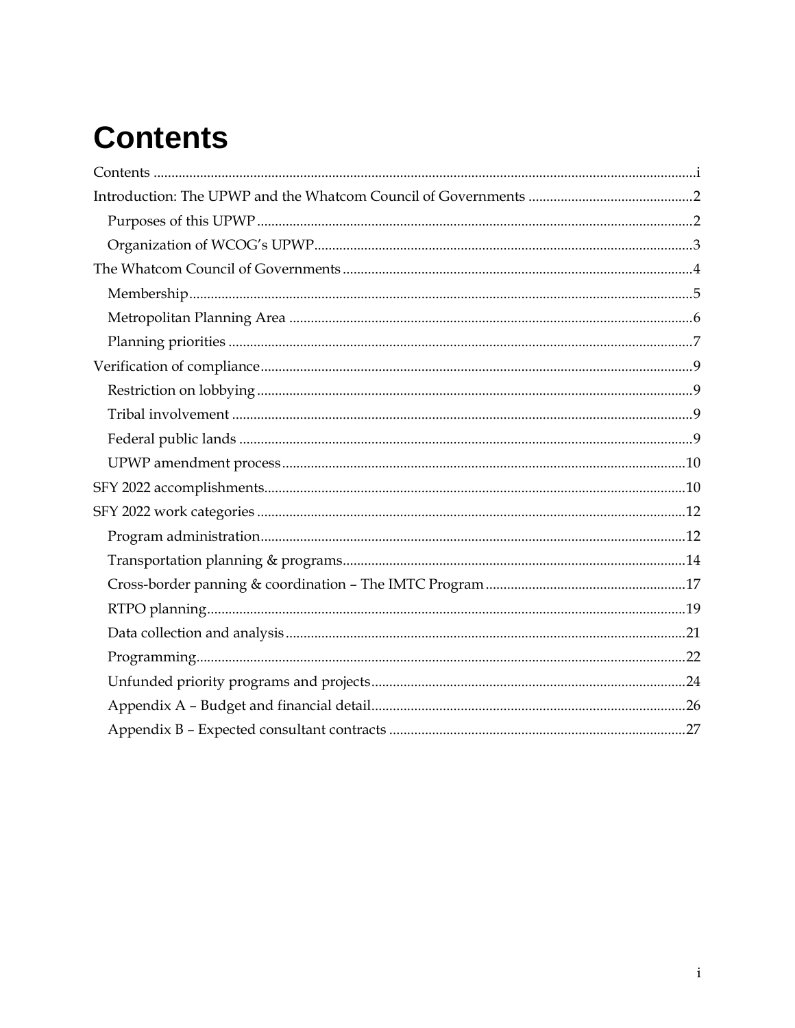# Contents

Contents .......... i

Introduction: The UPWP and the Whatcom Council of Governments .......... 2

- Purposes of this UPWP .......... 2
- Organization of WCOG's UPWP .......... 3

The Whatcom Council of Governments .......... 4

- Membership .......... 5
- Metropolitan Planning Area .......... 6
- Planning priorities .......... 7

Verification of compliance .......... 9

- Restriction on lobbying .......... 9
- Tribal involvement .......... 9
- Federal public lands .......... 9
- UPWP amendment process .......... 10

SFY 2022 accomplishments .......... 10

SFY 2022 work categories .......... 12

- Program administration .......... 12
- Transportation planning & programs .......... 14
- Cross-border panning & coordination – The IMTC Program .......... 17
- RTPO planning .......... 19
- Data collection and analysis .......... 21
- Programming .......... 22
- Unfunded priority programs and projects .......... 24
- Appendix A – Budget and financial detail .......... 26
- Appendix B – Expected consultant contracts .......... 27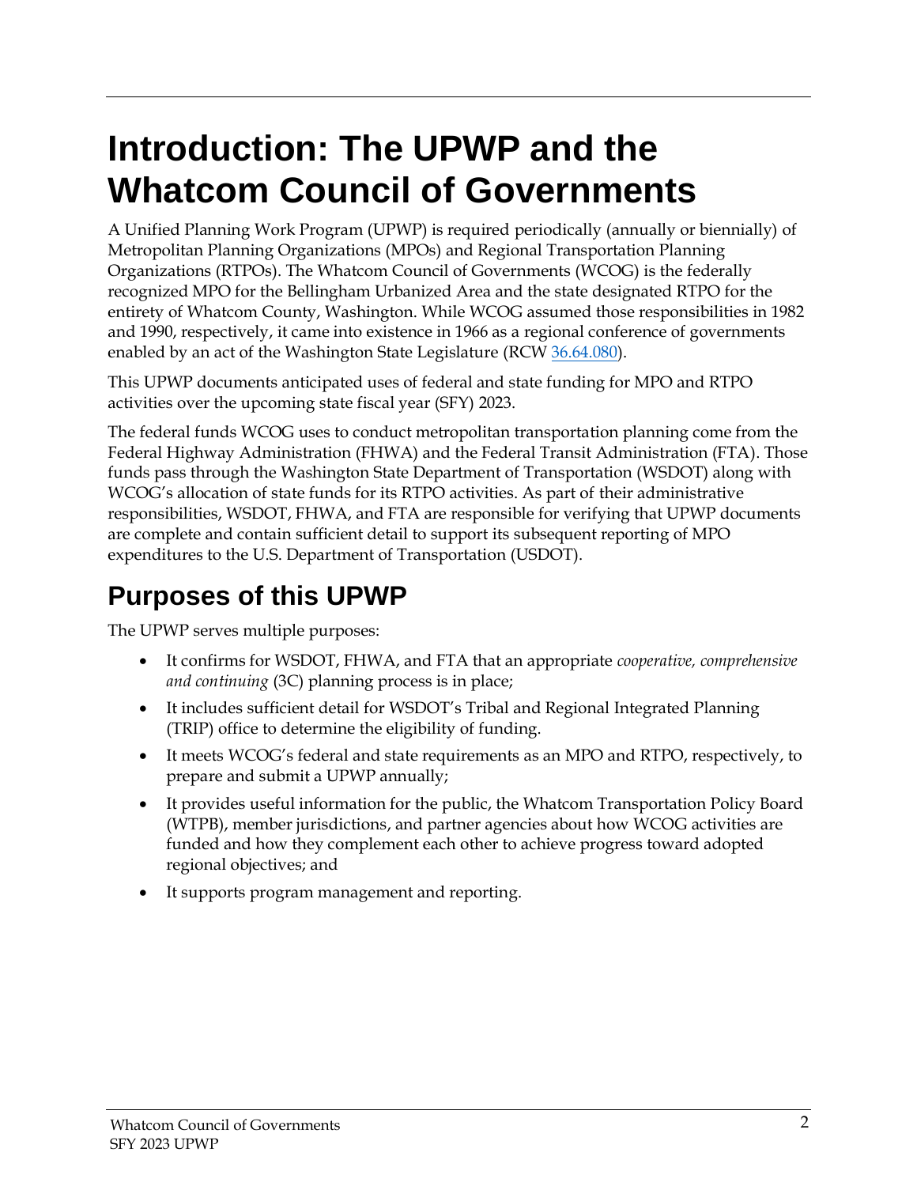# Introduction: The UPWP and the Whatcom Council of Governments

A Unified Planning Work Program (UPWP) is required periodically (annually or biennially) of Metropolitan Planning Organizations (MPOs) and Regional Transportation Planning Organizations (RTPOs). The Whatcom Council of Governments (WCOG) is the federally recognized MPO for the Bellingham Urbanized Area and the state designated RTPO for the entirety of Whatcom County, Washington. While WCOG assumed those responsibilities in 1982 and 1990, respectively, it came into existence in 1966 as a regional conference of governments enabled by an act of the Washington State Legislature (RCW 36.64.080).

This UPWP documents anticipated uses of federal and state funding for MPO and RTPO activities over the upcoming state fiscal year (SFY) 2023.

The federal funds WCOG uses to conduct metropolitan transportation planning come from the Federal Highway Administration (FHWA) and the Federal Transit Administration (FTA). Those funds pass through the Washington State Department of Transportation (WSDOT) along with WCOG's allocation of state funds for its RTPO activities. As part of their administrative responsibilities, WSDOT, FHWA, and FTA are responsible for verifying that UPWP documents are complete and contain sufficient detail to support its subsequent reporting of MPO expenditures to the U.S. Department of Transportation (USDOT).

## Purposes of this UPWP

The UPWP serves multiple purposes:

- It confirms for WSDOT, FHWA, and FTA that an appropriate *cooperative, comprehensive and continuing* (3C) planning process is in place;
- It includes sufficient detail for WSDOT's Tribal and Regional Integrated Planning (TRIP) office to determine the eligibility of funding.
- It meets WCOG's federal and state requirements as an MPO and RTPO, respectively, to prepare and submit a UPWP annually;
- It provides useful information for the public, the Whatcom Transportation Policy Board (WTPB), member jurisdictions, and partner agencies about how WCOG activities are funded and how they complement each other to achieve progress toward adopted regional objectives; and
- It supports program management and reporting.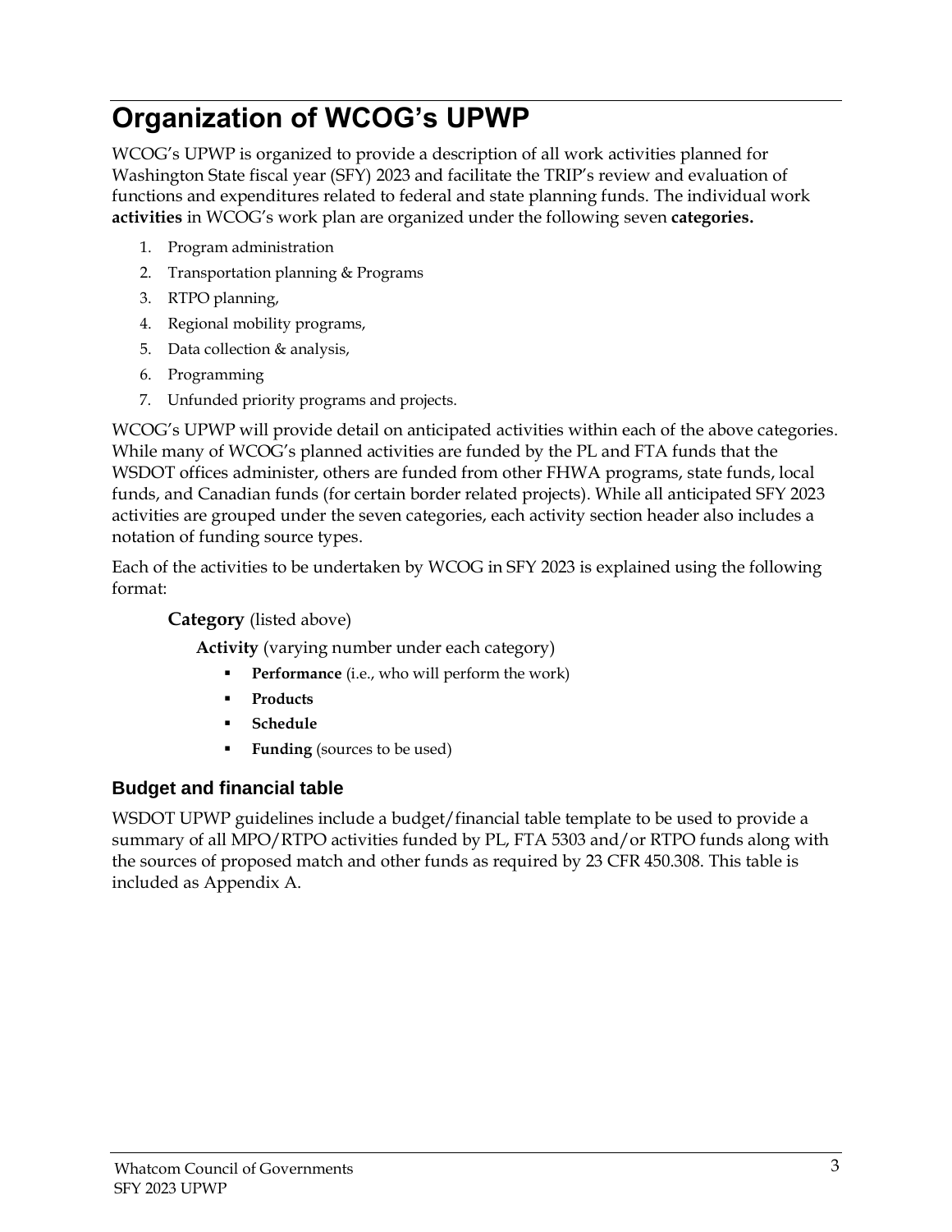# Organization of WCOG's UPWP

WCOG's UPWP is organized to provide a description of all work activities planned for Washington State fiscal year (SFY) 2023 and facilitate the TRIP's review and evaluation of functions and expenditures related to federal and state planning funds. The individual work **activities** in WCOG's work plan are organized under the following seven **categories.**

1. Program administration
2. Transportation planning & Programs
3. RTPO planning,
4. Regional mobility programs,
5. Data collection & analysis,
6. Programming
7. Unfunded priority programs and projects.

WCOG's UPWP will provide detail on anticipated activities within each of the above categories. While many of WCOG's planned activities are funded by the PL and FTA funds that the WSDOT offices administer, others are funded from other FHWA programs, state funds, local funds, and Canadian funds (for certain border related projects). While all anticipated SFY 2023 activities are grouped under the seven categories, each activity section header also includes a notation of funding source types.

Each of the activities to be undertaken by WCOG in SFY 2023 is explained using the following format:

**Category** (listed above)

**Activity** (varying number under each category)

- **Performance** (i.e., who will perform the work)
- **Products**
- **Schedule**
- **Funding** (sources to be used)

## Budget and financial table

WSDOT UPWP guidelines include a budget/financial table template to be used to provide a summary of all MPO/RTPO activities funded by PL, FTA 5303 and/or RTPO funds along with the sources of proposed match and other funds as required by 23 CFR 450.308. This table is included as Appendix A.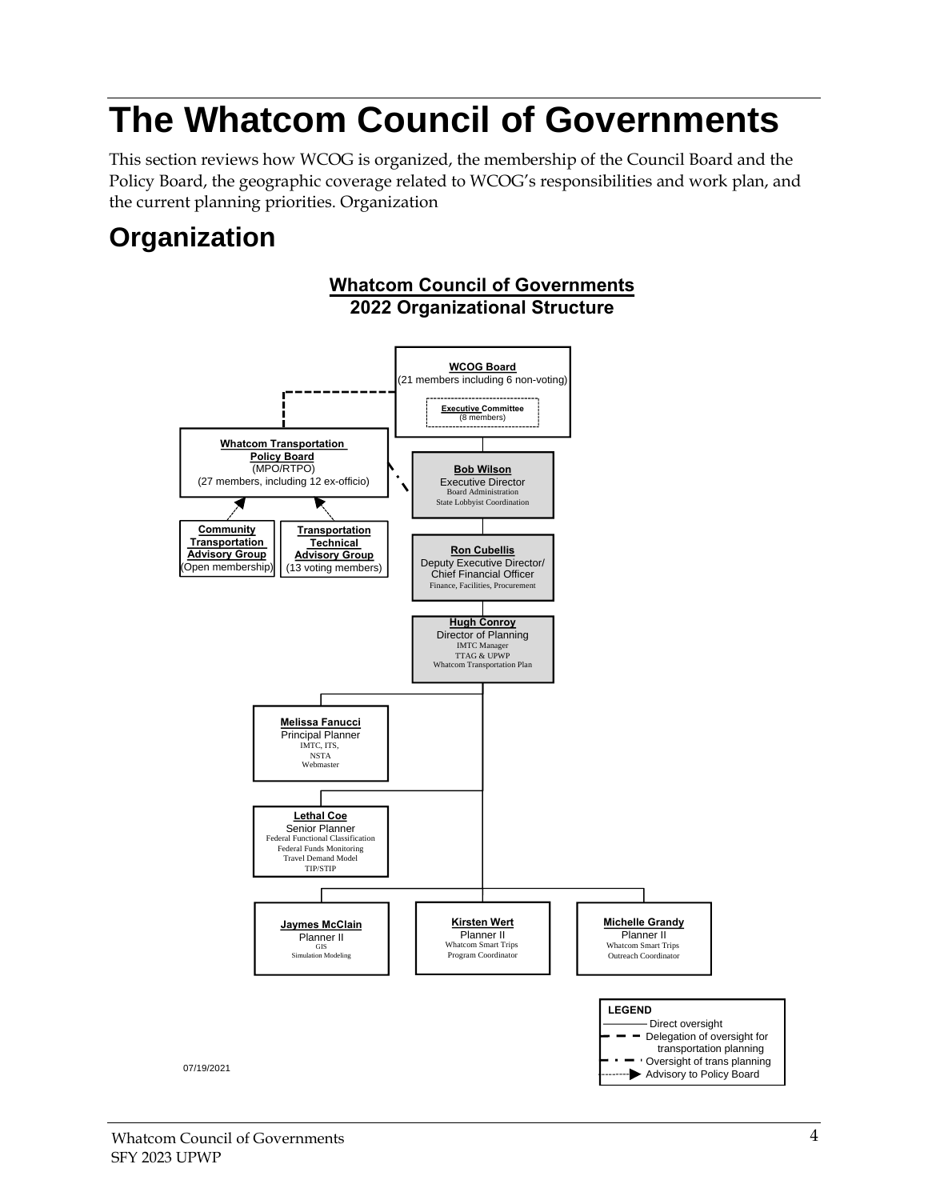# The Whatcom Council of Governments

This section reviews how WCOG is organized, the membership of the Council Board and the Policy Board, the geographic coverage related to WCOG's responsibilities and work plan, and the current planning priorities. Organization

## Organization

**Whatcom Council of Governments**
**2022 Organizational Structure**

**WCOG Board**
(21 members including 6 non-voting)

**Executive Committee**
(8 members)

**Whatcom Transportation Policy Board**
(MPO/RTPO)
(27 members, including 12 ex-officio)

**Community Transportation Advisory Group**
(Open membership)

**Transportation Technical Advisory Group**
(13 voting members)

**Bob Wilson**
Executive Director
Board Administration
State Lobbyist Coordination

**Ron Cubellis**
Deputy Executive Director/ Chief Financial Officer
Finance, Facilities, Procurement

**Hugh Conroy**
Director of Planning
IMTC Manager
TTAG & UPWP
Whatcom Transportation Plan

**Melissa Fanucci**
Principal Planner
IMTC, ITS,
NSTA
Webmaster

**Lethal Coe**
Senior Planner
Federal Functional Classification
Federal Funds Monitoring
Travel Demand Model
TIP/STIP

**Jaymes McClain**
Planner II
GIS
Simulation Modeling

**Kirsten Wert**
Planner II
Whatcom Smart Trips
Program Coordinator

**Michelle Grandy**
Planner II
Whatcom Smart Trips
Outreach Coordinator

**LEGEND**
- Direct oversight
- Delegation of oversight for transportation planning
- Oversight of trans planning
- Advisory to Policy Board

07/19/2021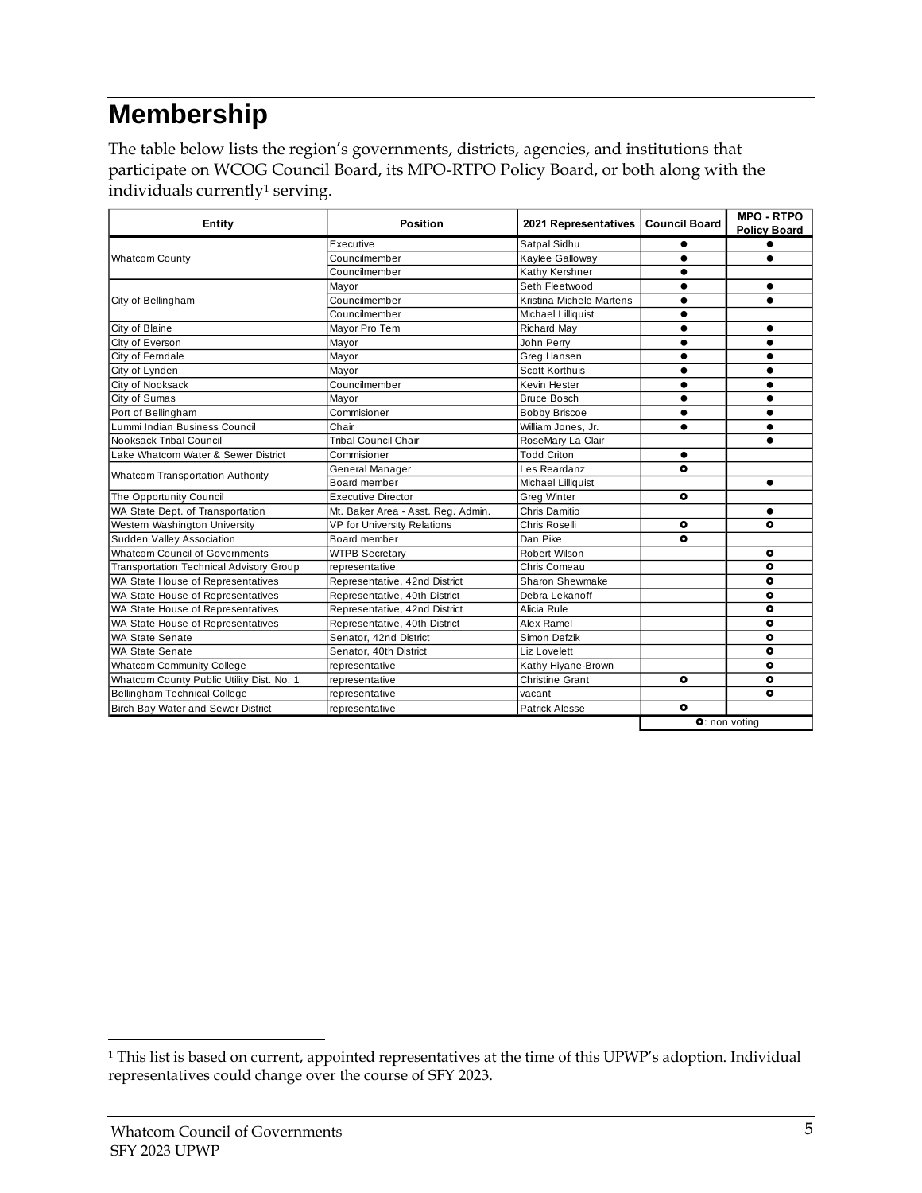# Membership

The table below lists the region's governments, districts, agencies, and institutions that participate on WCOG Council Board, its MPO-RTPO Policy Board, or both along with the individuals currently[1] serving.

| Entity | Position | 2021 Representatives | Council Board | MPO - RTPO Policy Board |
|---|---|---|---|---|
| Whatcom County | Executive | Satpal Sidhu | ● | ● |
| | Councilmember | Kaylee Galloway | ● | ● |
| | Councilmember | Kathy Kershner | ● | |
| City of Bellingham | Mayor | Seth Fleetwood | ● | ● |
| | Councilmember | Kristina Michele Martens | ● | ● |
| | Councilmember | Michael Lilliquist | ● | |
| City of Blaine | Mayor Pro Tem | Richard May | ● | ● |
| City of Everson | Mayor | John Perry | ● | ● |
| City of Ferndale | Mayor | Greg Hansen | ● | ● |
| City of Lynden | Mayor | Scott Korthuis | ● | ● |
| City of Nooksack | Councilmember | Kevin Hester | ● | ● |
| City of Sumas | Mayor | Bruce Bosch | ● | ● |
| Port of Bellingham | Commisioner | Bobby Briscoe | ● | ● |
| Lummi Indian Business Council | Chair | William Jones, Jr. | ● | ● |
| Nooksack Tribal Council | Tribal Council Chair | RoseMary La Clair | | ● |
| Lake Whatcom Water & Sewer District | Commisioner | Todd Criton | ● | |
| Whatcom Transportation Authority | General Manager | Les Reardanz | ○ | |
| | Board member | Michael Lilliquist | | ● |
| The Opportunity Council | Executive Director | Greg Winter | ○ | |
| WA State Dept. of Transportation | Mt. Baker Area - Asst. Reg. Admin. | Chris Damitio | | ● |
| Western Washington University | VP for University Relations | Chris Roselli | ○ | ○ |
| Sudden Valley Association | Board member | Dan Pike | ○ | |
| Whatcom Council of Governments | WTPB Secretary | Robert Wilson | | ○ |
| Transportation Technical Advisory Group | representative | Chris Comeau | | ○ |
| WA State House of Representatives | Representative, 42nd District | Sharon Shewmake | | ○ |
| WA State House of Representatives | Representative, 40th District | Debra Lekanoff | | ○ |
| WA State House of Representatives | Representative, 42nd District | Alicia Rule | | ○ |
| WA State House of Representatives | Representative, 40th District | Alex Ramel | | ○ |
| WA State Senate | Senator, 42nd District | Simon Defzik | | ○ |
| WA State Senate | Senator, 40th District | Liz Lovelett | | ○ |
| Whatcom Community College | representative | Kathy Hiyane-Brown | | ○ |
| Whatcom County Public Utility Dist. No. 1 | representative | Christine Grant | ○ | ○ |
| Bellingham Technical College | representative | vacant | | ○ |
| Birch Bay Water and Sewer District | representative | Patrick Alesse | ○ | |

○: non voting

[1] This list is based on current, appointed representatives at the time of this UPWP's adoption. Individual representatives could change over the course of SFY 2023.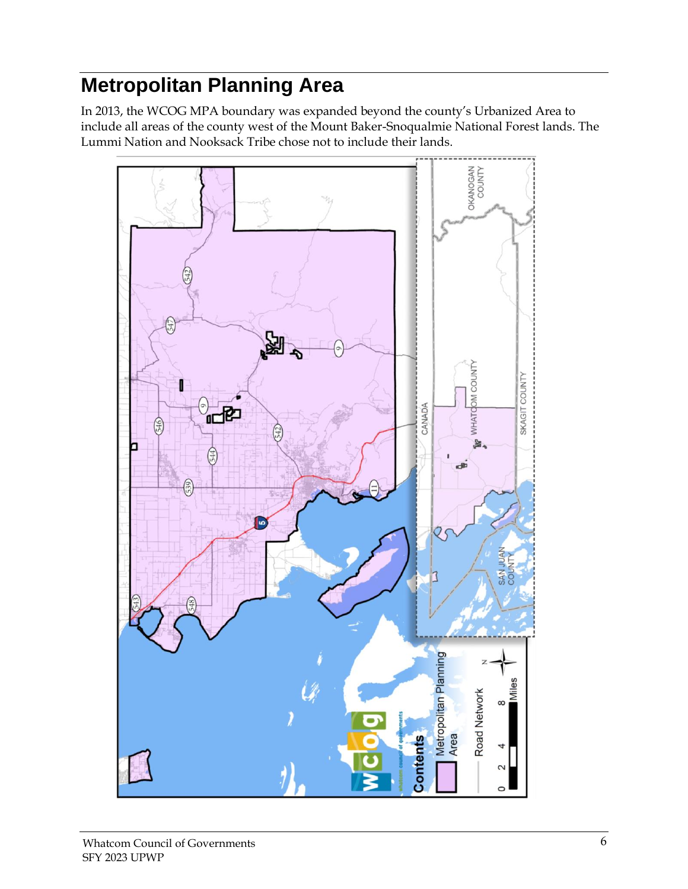# Metropolitan Planning Area

In 2013, the WCOG MPA boundary was expanded beyond the county's Urbanized Area to include all areas of the county west of the Mount Baker-Snoqualmie National Forest lands. The Lummi Nation and Nooksack Tribe chose not to include their lands.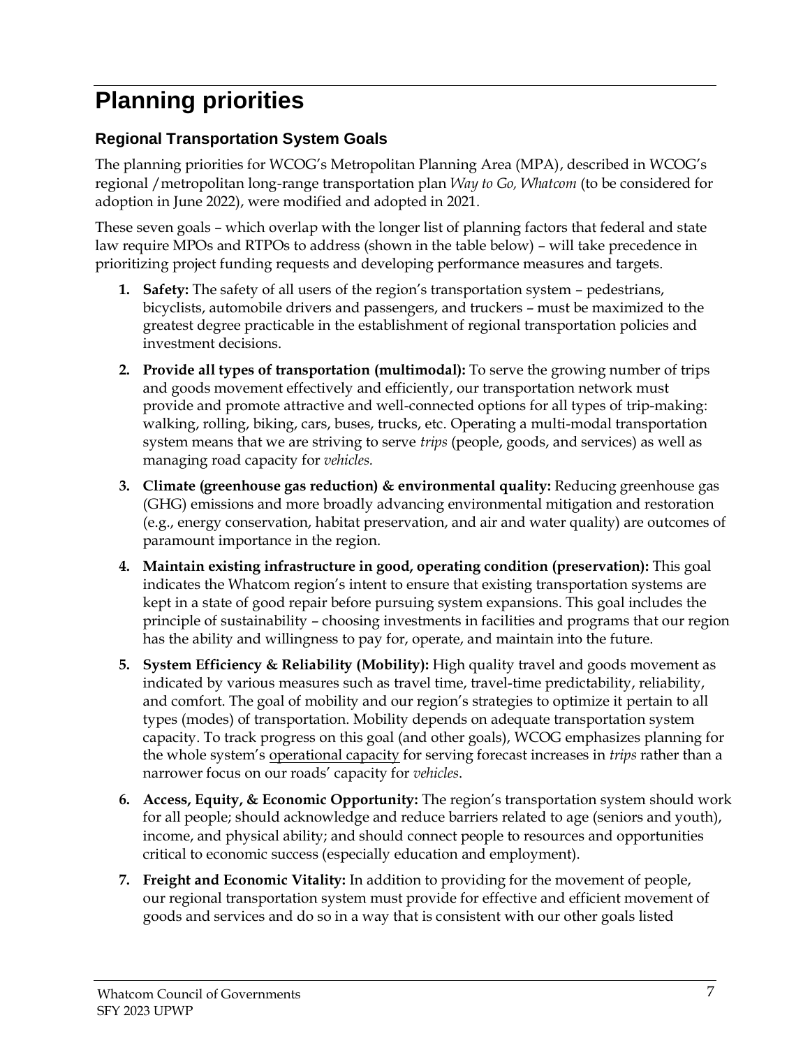# Planning priorities

## Regional Transportation System Goals

The planning priorities for WCOG's Metropolitan Planning Area (MPA), described in WCOG's regional /metropolitan long-range transportation plan *Way to Go, Whatcom* (to be considered for adoption in June 2022), were modified and adopted in 2021.

These seven goals – which overlap with the longer list of planning factors that federal and state law require MPOs and RTPOs to address (shown in the table below) – will take precedence in prioritizing project funding requests and developing performance measures and targets.

1. **Safety:** The safety of all users of the region's transportation system – pedestrians, bicyclists, automobile drivers and passengers, and truckers – must be maximized to the greatest degree practicable in the establishment of regional transportation policies and investment decisions.
2. **Provide all types of transportation (multimodal):** To serve the growing number of trips and goods movement effectively and efficiently, our transportation network must provide and promote attractive and well-connected options for all types of trip-making: walking, rolling, biking, cars, buses, trucks, etc. Operating a multi-modal transportation system means that we are striving to serve *trips* (people, goods, and services) as well as managing road capacity for *vehicles.*
3. **Climate (greenhouse gas reduction) & environmental quality:** Reducing greenhouse gas (GHG) emissions and more broadly advancing environmental mitigation and restoration (e.g., energy conservation, habitat preservation, and air and water quality) are outcomes of paramount importance in the region.
4. **Maintain existing infrastructure in good, operating condition (preservation):** This goal indicates the Whatcom region's intent to ensure that existing transportation systems are kept in a state of good repair before pursuing system expansions. This goal includes the principle of sustainability – choosing investments in facilities and programs that our region has the ability and willingness to pay for, operate, and maintain into the future.
5. **System Efficiency & Reliability (Mobility):** High quality travel and goods movement as indicated by various measures such as travel time, travel-time predictability, reliability, and comfort. The goal of mobility and our region's strategies to optimize it pertain to all types (modes) of transportation. Mobility depends on adequate transportation system capacity. To track progress on this goal (and other goals), WCOG emphasizes planning for the whole system's operational capacity for serving forecast increases in *trips* rather than a narrower focus on our roads' capacity for *vehicles*.
6. **Access, Equity, & Economic Opportunity:** The region's transportation system should work for all people; should acknowledge and reduce barriers related to age (seniors and youth), income, and physical ability; and should connect people to resources and opportunities critical to economic success (especially education and employment).
7. **Freight and Economic Vitality:** In addition to providing for the movement of people, our regional transportation system must provide for effective and efficient movement of goods and services and do so in a way that is consistent with our other goals listed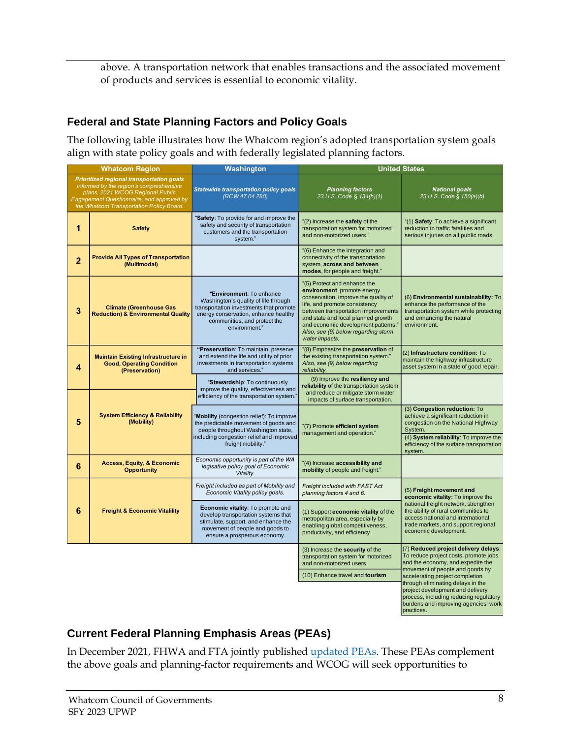above. A transportation network that enables transactions and the associated movement of products and services is essential to economic vitality.

## Federal and State Planning Factors and Policy Goals

The following table illustrates how the Whatcom region's adopted transportation system goals align with state policy goals and with federally legislated planning factors.

| Whatcom Region | | Washington | United States | |
|---|---|---|---|---|
| *Prioritized regional transportation goals informed by the region's comprehensive plans, 2021 WCOG Regional Public Engagement Questionnaire, and approved by the Whatcom Transportation Policy Board.* | | *Statewide transportation policy goals (RCW 47.04.280)* | *Planning factors 23 U.S. Code § 134(h)(1)* | *National goals 23 U.S. Code § 150(a)(b)* |
| 1 | **Safety** | "**Safety**: To provide for and improve the safety and security of transportation customers and the transportation system." | "(2) Increase the **safety** of the transportation system for motorized and non-motorized users." | "(1) **Safety**: To achieve a significant reduction in traffic fatalities and serious injuries on all public roads. |
| 2 | **Provide All Types of Transportation (Multimodal)** | | "(6) Enhance the integration and connectivity of the transportation system, **across and between modes**, for people and freight." | |
| 3 | **Climate (Greenhouse Gas Reduction) & Environmental Quality** | "**Environment**: To enhance Washington's quality of life through transportation investments that promote energy conservation, enhance healthy communities, and protect the environment." | "(5) Protect and enhance the **environment**, promote energy conservation, improve the quality of life, and promote consistency between transportation improvements and state and local planned growth and economic development patterns." *Also, see (9) below regarding storm water impacts.* | (6) **Environmental sustainability:** To enhance the performance of the transportation system while protecting and enhancing the natural environment. |
| 4 | **Maintain Existing Infrastructure in Good, Operating Condition (Preservation)** | "**Preservation**: To maintain, preserve and extend the life and utility of prior investments in transportation systems and services." | "(8) Emphasize the **preservation** of the existing transportation system." *Also, see (9) below regarding reliability.* | (2) **Infrastructure condition:** To maintain the highway infrastructure asset system in a state of good repair. |
| 5 | **System Efficiency & Reliability (Mobility)** | "**Stewardship**: To continuously improve the quality, effectiveness and efficiency of the transportation system." | (9) Improve the **resiliency and reliability** of the transportation system and reduce or mitigate storm water impacts of surface transportation. | |
| | | "**Mobility** (congestion relief): To improve the predictable movement of goods and people throughout Washington state, including congestion relief and improved freight mobility." | "(7) Promote **efficient system** management and operation." | (3) **Congestion reduction:** To achieve a significant reduction in congestion on the National Highway System. (4) **System reliability**: To improve the efficiency of the surface transportation system. |
| 6 | **Access, Equity, & Economic Opportunity** | *Economic opportunity is part of the WA legisative policy goal of Economic Vitality.* | "(4) Increase **accessibility and mobility** of people and freight." | |
| 6 | **Freight & Economic Vitality** | *Freight included as part of Mobility and Economic Vitality policy goals.* | *Freight included with FAST Act planning factors 4 and 6.* | (5) **Freight movement and economic vitality:** To improve the national freight network, strengthen the ability of rural communities to access national and international trade markets, and support regional economic development. |
| | | **Economic vitality**: To promote and develop transportation systems that stimulate, support, and enhance the movement of people and goods to ensure a prosperous economy. | (1) Support **economic vitality** of the metropolitan area, especially by enabling global competitiveness, productivity, and efficiency. | |
| | | | (3) Increase the **security** of the transportation system for motorized and non-motorized users. | (7) **Reduced project delivery delays**: To reduce project costs, promote jobs and the economy, and expedite the movement of people and goods by accelerating project completion through eliminating delays in the project development and delivery process, including reducing regulatory burdens and improving agencies' work practices. |
| | | | (10) Enhance travel and **tourism** | |

## Current Federal Planning Emphasis Areas (PEAs)

In December 2021, FHWA and FTA jointly published updated PEAs. These PEAs complement the above goals and planning-factor requirements and WCOG will seek opportunities to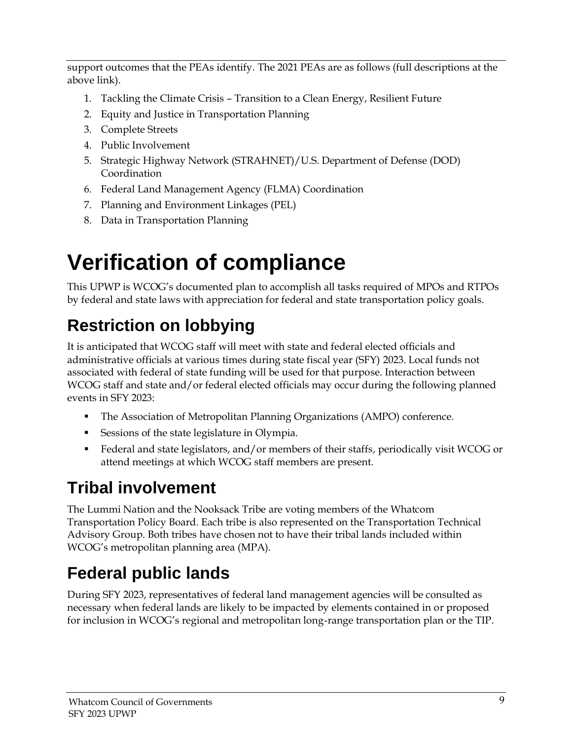support outcomes that the PEAs identify. The 2021 PEAs are as follows (full descriptions at the above link).

1. Tackling the Climate Crisis – Transition to a Clean Energy, Resilient Future
2. Equity and Justice in Transportation Planning
3. Complete Streets
4. Public Involvement
5. Strategic Highway Network (STRAHNET)/U.S. Department of Defense (DOD) Coordination
6. Federal Land Management Agency (FLMA) Coordination
7. Planning and Environment Linkages (PEL)
8. Data in Transportation Planning

# Verification of compliance

This UPWP is WCOG's documented plan to accomplish all tasks required of MPOs and RTPOs by federal and state laws with appreciation for federal and state transportation policy goals.

## Restriction on lobbying

It is anticipated that WCOG staff will meet with state and federal elected officials and administrative officials at various times during state fiscal year (SFY) 2023. Local funds not associated with federal of state funding will be used for that purpose. Interaction between WCOG staff and state and/or federal elected officials may occur during the following planned events in SFY 2023:

- The Association of Metropolitan Planning Organizations (AMPO) conference.
- Sessions of the state legislature in Olympia.
- Federal and state legislators, and/or members of their staffs, periodically visit WCOG or attend meetings at which WCOG staff members are present.

## Tribal involvement

The Lummi Nation and the Nooksack Tribe are voting members of the Whatcom Transportation Policy Board. Each tribe is also represented on the Transportation Technical Advisory Group. Both tribes have chosen not to have their tribal lands included within WCOG's metropolitan planning area (MPA).

## Federal public lands

During SFY 2023, representatives of federal land management agencies will be consulted as necessary when federal lands are likely to be impacted by elements contained in or proposed for inclusion in WCOG's regional and metropolitan long-range transportation plan or the TIP.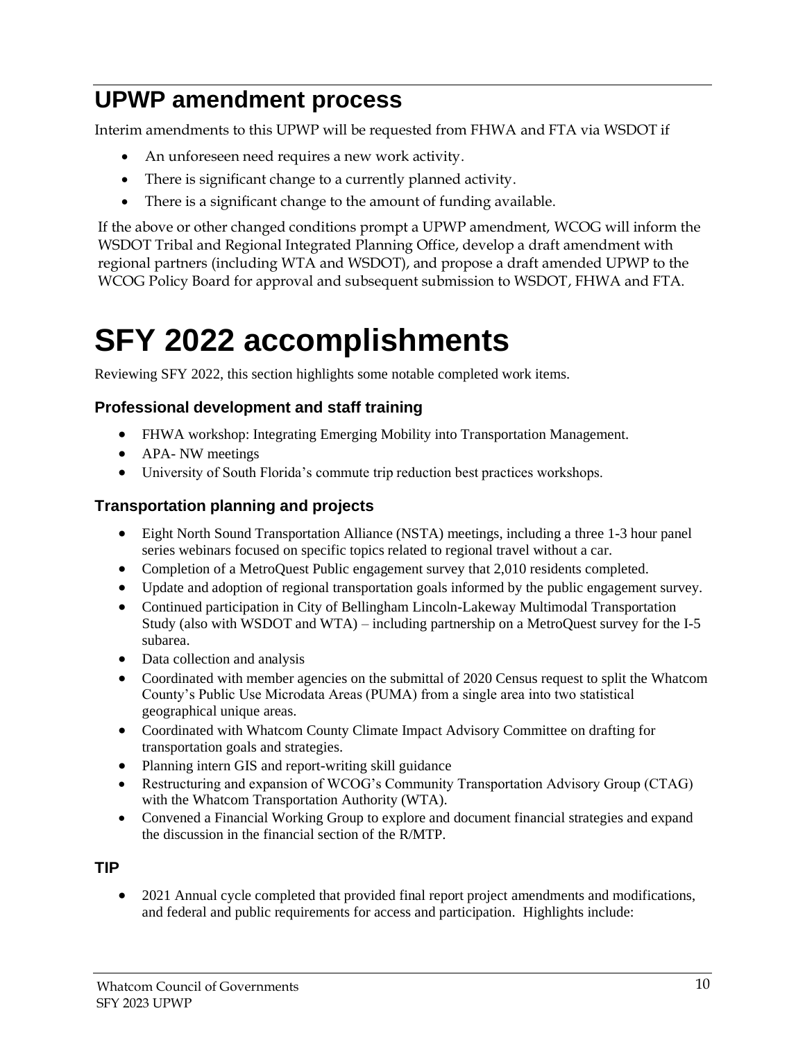## UPWP amendment process

Interim amendments to this UPWP will be requested from FHWA and FTA via WSDOT if

- An unforeseen need requires a new work activity.
- There is significant change to a currently planned activity.
- There is a significant change to the amount of funding available.

If the above or other changed conditions prompt a UPWP amendment, WCOG will inform the WSDOT Tribal and Regional Integrated Planning Office, develop a draft amendment with regional partners (including WTA and WSDOT), and propose a draft amended UPWP to the WCOG Policy Board for approval and subsequent submission to WSDOT, FHWA and FTA.

# SFY 2022 accomplishments

Reviewing SFY 2022, this section highlights some notable completed work items.

### Professional development and staff training

- FHWA workshop: Integrating Emerging Mobility into Transportation Management.
- APA- NW meetings
- University of South Florida's commute trip reduction best practices workshops.

### Transportation planning and projects

- Eight North Sound Transportation Alliance (NSTA) meetings, including a three 1-3 hour panel series webinars focused on specific topics related to regional travel without a car.
- Completion of a MetroQuest Public engagement survey that 2,010 residents completed.
- Update and adoption of regional transportation goals informed by the public engagement survey.
- Continued participation in City of Bellingham Lincoln-Lakeway Multimodal Transportation Study (also with WSDOT and WTA) – including partnership on a MetroQuest survey for the I-5 subarea.
- Data collection and analysis
- Coordinated with member agencies on the submittal of 2020 Census request to split the Whatcom County's Public Use Microdata Areas (PUMA) from a single area into two statistical geographical unique areas.
- Coordinated with Whatcom County Climate Impact Advisory Committee on drafting for transportation goals and strategies.
- Planning intern GIS and report-writing skill guidance
- Restructuring and expansion of WCOG's Community Transportation Advisory Group (CTAG) with the Whatcom Transportation Authority (WTA).
- Convened a Financial Working Group to explore and document financial strategies and expand the discussion in the financial section of the R/MTP.

### TIP

- 2021 Annual cycle completed that provided final report project amendments and modifications, and federal and public requirements for access and participation. Highlights include: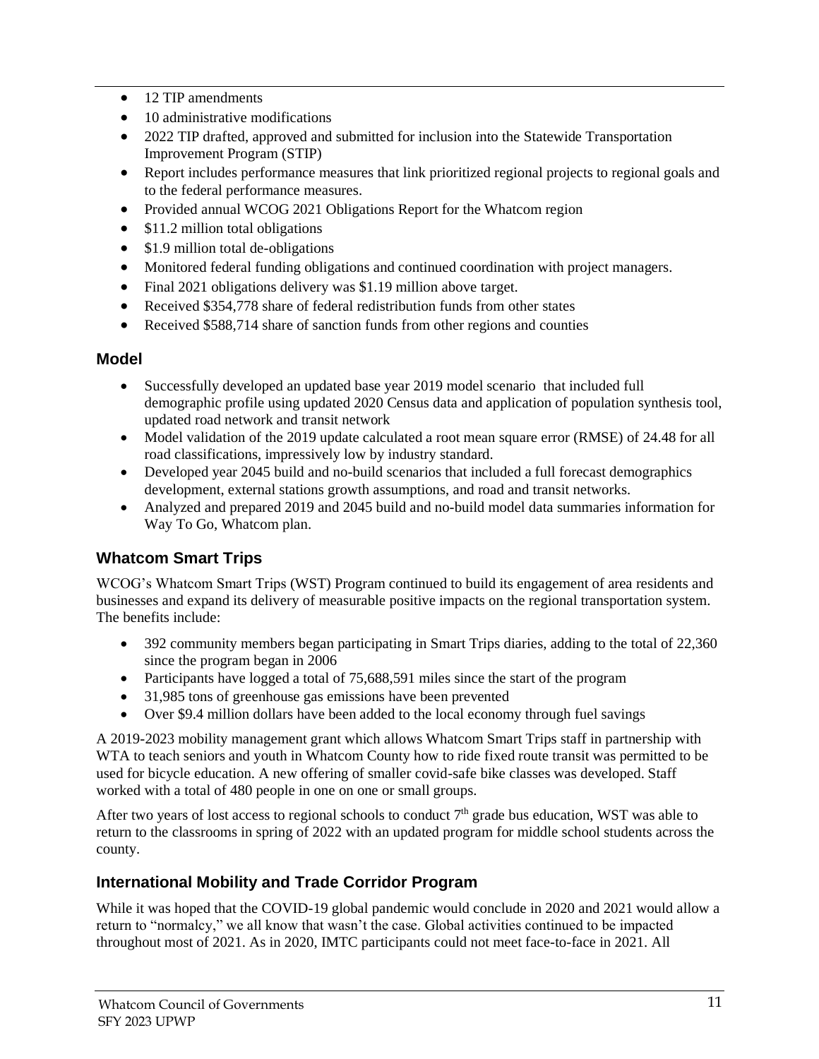- 12 TIP amendments
- 10 administrative modifications
- 2022 TIP drafted, approved and submitted for inclusion into the Statewide Transportation Improvement Program (STIP)
- Report includes performance measures that link prioritized regional projects to regional goals and to the federal performance measures.
- Provided annual WCOG 2021 Obligations Report for the Whatcom region
- $11.2 million total obligations
- $1.9 million total de-obligations
- Monitored federal funding obligations and continued coordination with project managers.
- Final 2021 obligations delivery was $1.19 million above target.
- Received $354,778 share of federal redistribution funds from other states
- Received $588,714 share of sanction funds from other regions and counties

### Model

- Successfully developed an updated base year 2019 model scenario that included full demographic profile using updated 2020 Census data and application of population synthesis tool, updated road network and transit network
- Model validation of the 2019 update calculated a root mean square error (RMSE) of 24.48 for all road classifications, impressively low by industry standard.
- Developed year 2045 build and no-build scenarios that included a full forecast demographics development, external stations growth assumptions, and road and transit networks.
- Analyzed and prepared 2019 and 2045 build and no-build model data summaries information for Way To Go, Whatcom plan.

## Whatcom Smart Trips

WCOG's Whatcom Smart Trips (WST) Program continued to build its engagement of area residents and businesses and expand its delivery of measurable positive impacts on the regional transportation system. The benefits include:

- 392 community members began participating in Smart Trips diaries, adding to the total of 22,360 since the program began in 2006
- Participants have logged a total of 75,688,591 miles since the start of the program
- 31,985 tons of greenhouse gas emissions have been prevented
- Over $9.4 million dollars have been added to the local economy through fuel savings

A 2019-2023 mobility management grant which allows Whatcom Smart Trips staff in partnership with WTA to teach seniors and youth in Whatcom County how to ride fixed route transit was permitted to be used for bicycle education. A new offering of smaller covid-safe bike classes was developed. Staff worked with a total of 480 people in one on one or small groups.

After two years of lost access to regional schools to conduct 7th grade bus education, WST was able to return to the classrooms in spring of 2022 with an updated program for middle school students across the county.

## International Mobility and Trade Corridor Program

While it was hoped that the COVID-19 global pandemic would conclude in 2020 and 2021 would allow a return to "normalcy," we all know that wasn't the case. Global activities continued to be impacted throughout most of 2021. As in 2020, IMTC participants could not meet face-to-face in 2021. All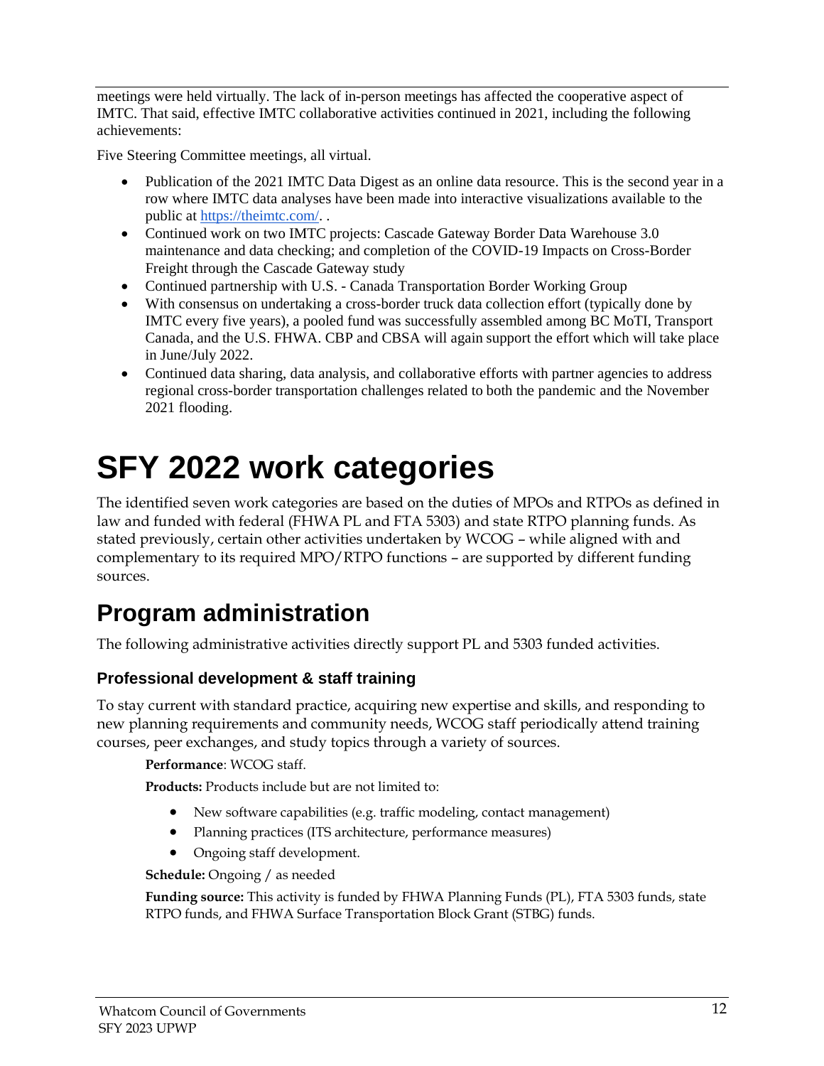meetings were held virtually. The lack of in-person meetings has affected the cooperative aspect of IMTC. That said, effective IMTC collaborative activities continued in 2021, including the following achievements:

Five Steering Committee meetings, all virtual.

- Publication of the 2021 IMTC Data Digest as an online data resource. This is the second year in a row where IMTC data analyses have been made into interactive visualizations available to the public at https://theimtc.com/. .
- Continued work on two IMTC projects: Cascade Gateway Border Data Warehouse 3.0 maintenance and data checking; and completion of the COVID-19 Impacts on Cross-Border Freight through the Cascade Gateway study
- Continued partnership with U.S. - Canada Transportation Border Working Group
- With consensus on undertaking a cross-border truck data collection effort (typically done by IMTC every five years), a pooled fund was successfully assembled among BC MoTI, Transport Canada, and the U.S. FHWA. CBP and CBSA will again support the effort which will take place in June/July 2022.
- Continued data sharing, data analysis, and collaborative efforts with partner agencies to address regional cross-border transportation challenges related to both the pandemic and the November 2021 flooding.

# SFY 2022 work categories

The identified seven work categories are based on the duties of MPOs and RTPOs as defined in law and funded with federal (FHWA PL and FTA 5303) and state RTPO planning funds. As stated previously, certain other activities undertaken by WCOG – while aligned with and complementary to its required MPO/RTPO functions – are supported by different funding sources.

## Program administration

The following administrative activities directly support PL and 5303 funded activities.

### Professional development & staff training

To stay current with standard practice, acquiring new expertise and skills, and responding to new planning requirements and community needs, WCOG staff periodically attend training courses, peer exchanges, and study topics through a variety of sources.

**Performance**: WCOG staff.

**Products:** Products include but are not limited to:

- New software capabilities (e.g. traffic modeling, contact management)
- Planning practices (ITS architecture, performance measures)
- Ongoing staff development.

**Schedule:** Ongoing / as needed

**Funding source:** This activity is funded by FHWA Planning Funds (PL), FTA 5303 funds, state RTPO funds, and FHWA Surface Transportation Block Grant (STBG) funds.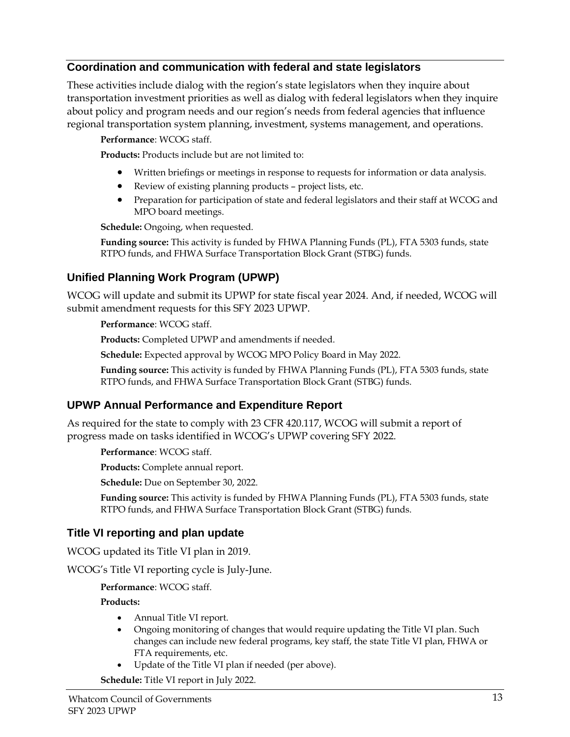### Coordination and communication with federal and state legislators

These activities include dialog with the region's state legislators when they inquire about transportation investment priorities as well as dialog with federal legislators when they inquire about policy and program needs and our region's needs from federal agencies that influence regional transportation system planning, investment, systems management, and operations.

**Performance**: WCOG staff.

**Products:** Products include but are not limited to:

- Written briefings or meetings in response to requests for information or data analysis.
- Review of existing planning products – project lists, etc.
- Preparation for participation of state and federal legislators and their staff at WCOG and MPO board meetings.

**Schedule:** Ongoing, when requested.

**Funding source:** This activity is funded by FHWA Planning Funds (PL), FTA 5303 funds, state RTPO funds, and FHWA Surface Transportation Block Grant (STBG) funds.

### Unified Planning Work Program (UPWP)

WCOG will update and submit its UPWP for state fiscal year 2024. And, if needed, WCOG will submit amendment requests for this SFY 2023 UPWP.

**Performance**: WCOG staff.

**Products:** Completed UPWP and amendments if needed.

**Schedule:** Expected approval by WCOG MPO Policy Board in May 2022.

**Funding source:** This activity is funded by FHWA Planning Funds (PL), FTA 5303 funds, state RTPO funds, and FHWA Surface Transportation Block Grant (STBG) funds.

### UPWP Annual Performance and Expenditure Report

As required for the state to comply with 23 CFR 420.117, WCOG will submit a report of progress made on tasks identified in WCOG's UPWP covering SFY 2022.

**Performance**: WCOG staff.

**Products:** Complete annual report.

**Schedule:** Due on September 30, 2022.

**Funding source:** This activity is funded by FHWA Planning Funds (PL), FTA 5303 funds, state RTPO funds, and FHWA Surface Transportation Block Grant (STBG) funds.

### Title VI reporting and plan update

WCOG updated its Title VI plan in 2019.

WCOG's Title VI reporting cycle is July-June.

**Performance**: WCOG staff.

**Products:**

- Annual Title VI report.
- Ongoing monitoring of changes that would require updating the Title VI plan. Such changes can include new federal programs, key staff, the state Title VI plan, FHWA or FTA requirements, etc.
- Update of the Title VI plan if needed (per above).

**Schedule:** Title VI report in July 2022.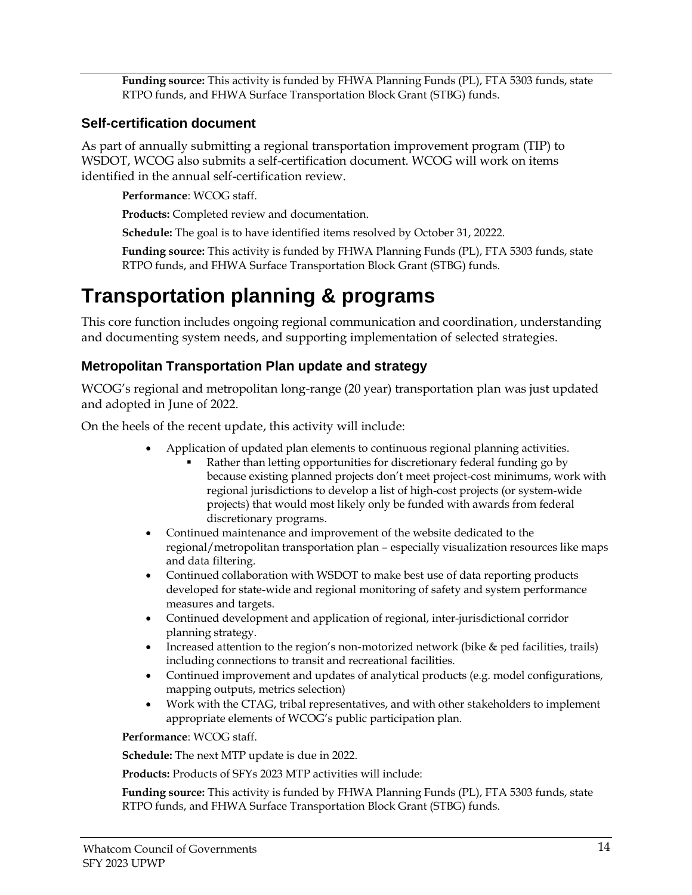**Funding source:** This activity is funded by FHWA Planning Funds (PL), FTA 5303 funds, state RTPO funds, and FHWA Surface Transportation Block Grant (STBG) funds.

### Self-certification document

As part of annually submitting a regional transportation improvement program (TIP) to WSDOT, WCOG also submits a self-certification document. WCOG will work on items identified in the annual self-certification review.

**Performance**: WCOG staff.

**Products:** Completed review and documentation.

**Schedule:** The goal is to have identified items resolved by October 31, 20222.

**Funding source:** This activity is funded by FHWA Planning Funds (PL), FTA 5303 funds, state RTPO funds, and FHWA Surface Transportation Block Grant (STBG) funds.

# Transportation planning & programs

This core function includes ongoing regional communication and coordination, understanding and documenting system needs, and supporting implementation of selected strategies.

### Metropolitan Transportation Plan update and strategy

WCOG's regional and metropolitan long-range (20 year) transportation plan was just updated and adopted in June of 2022.

On the heels of the recent update, this activity will include:

- Application of updated plan elements to continuous regional planning activities.
  - Rather than letting opportunities for discretionary federal funding go by because existing planned projects don't meet project-cost minimums, work with regional jurisdictions to develop a list of high-cost projects (or system-wide projects) that would most likely only be funded with awards from federal discretionary programs.
- Continued maintenance and improvement of the website dedicated to the regional/metropolitan transportation plan – especially visualization resources like maps and data filtering.
- Continued collaboration with WSDOT to make best use of data reporting products developed for state-wide and regional monitoring of safety and system performance measures and targets.
- Continued development and application of regional, inter-jurisdictional corridor planning strategy.
- Increased attention to the region's non-motorized network (bike & ped facilities, trails) including connections to transit and recreational facilities.
- Continued improvement and updates of analytical products (e.g. model configurations, mapping outputs, metrics selection)
- Work with the CTAG, tribal representatives, and with other stakeholders to implement appropriate elements of WCOG's public participation plan.

**Performance**: WCOG staff.

**Schedule:** The next MTP update is due in 2022.

**Products:** Products of SFYs 2023 MTP activities will include:

**Funding source:** This activity is funded by FHWA Planning Funds (PL), FTA 5303 funds, state RTPO funds, and FHWA Surface Transportation Block Grant (STBG) funds.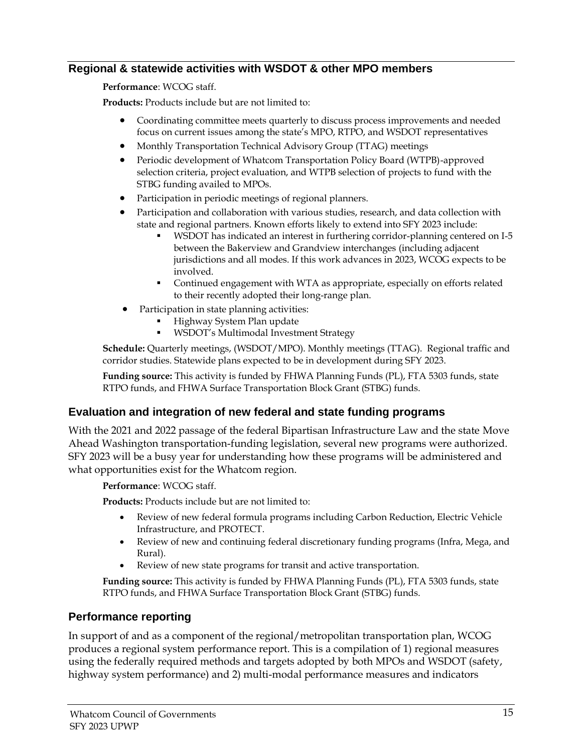## Regional & statewide activities with WSDOT & other MPO members

**Performance**: WCOG staff.

**Products:** Products include but are not limited to:

- Coordinating committee meets quarterly to discuss process improvements and needed focus on current issues among the state's MPO, RTPO, and WSDOT representatives
- Monthly Transportation Technical Advisory Group (TTAG) meetings
- Periodic development of Whatcom Transportation Policy Board (WTPB)-approved selection criteria, project evaluation, and WTPB selection of projects to fund with the STBG funding availed to MPOs.
- Participation in periodic meetings of regional planners.
- Participation and collaboration with various studies, research, and data collection with state and regional partners. Known efforts likely to extend into SFY 2023 include:
  - WSDOT has indicated an interest in furthering corridor-planning centered on I-5 between the Bakerview and Grandview interchanges (including adjacent jurisdictions and all modes. If this work advances in 2023, WCOG expects to be involved.
  - Continued engagement with WTA as appropriate, especially on efforts related to their recently adopted their long-range plan.
- Participation in state planning activities:
  - Highway System Plan update
  - WSDOT's Multimodal Investment Strategy

**Schedule:** Quarterly meetings, (WSDOT/MPO). Monthly meetings (TTAG). Regional traffic and corridor studies. Statewide plans expected to be in development during SFY 2023.

**Funding source:** This activity is funded by FHWA Planning Funds (PL), FTA 5303 funds, state RTPO funds, and FHWA Surface Transportation Block Grant (STBG) funds.

## Evaluation and integration of new federal and state funding programs

With the 2021 and 2022 passage of the federal Bipartisan Infrastructure Law and the state Move Ahead Washington transportation-funding legislation, several new programs were authorized. SFY 2023 will be a busy year for understanding how these programs will be administered and what opportunities exist for the Whatcom region.

**Performance**: WCOG staff.

**Products:** Products include but are not limited to:

- Review of new federal formula programs including Carbon Reduction, Electric Vehicle Infrastructure, and PROTECT.
- Review of new and continuing federal discretionary funding programs (Infra, Mega, and Rural).
- Review of new state programs for transit and active transportation.

**Funding source:** This activity is funded by FHWA Planning Funds (PL), FTA 5303 funds, state RTPO funds, and FHWA Surface Transportation Block Grant (STBG) funds.

## Performance reporting

In support of and as a component of the regional/metropolitan transportation plan, WCOG produces a regional system performance report. This is a compilation of 1) regional measures using the federally required methods and targets adopted by both MPOs and WSDOT (safety, highway system performance) and 2) multi-modal performance measures and indicators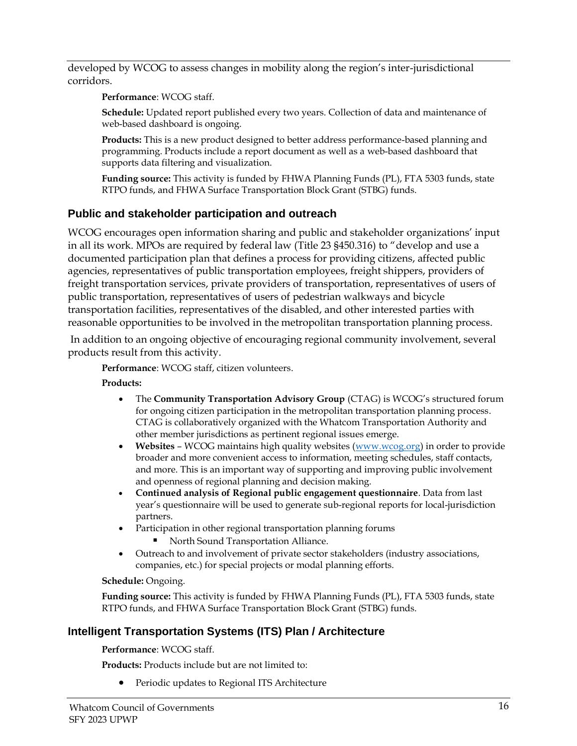developed by WCOG to assess changes in mobility along the region's inter-jurisdictional corridors.

**Performance**: WCOG staff.

**Schedule:** Updated report published every two years. Collection of data and maintenance of web-based dashboard is ongoing.

**Products:** This is a new product designed to better address performance-based planning and programming. Products include a report document as well as a web-based dashboard that supports data filtering and visualization.

**Funding source:** This activity is funded by FHWA Planning Funds (PL), FTA 5303 funds, state RTPO funds, and FHWA Surface Transportation Block Grant (STBG) funds.

## Public and stakeholder participation and outreach

WCOG encourages open information sharing and public and stakeholder organizations' input in all its work. MPOs are required by federal law (Title 23 §450.316) to "develop and use a documented participation plan that defines a process for providing citizens, affected public agencies, representatives of public transportation employees, freight shippers, providers of freight transportation services, private providers of transportation, representatives of users of public transportation, representatives of users of pedestrian walkways and bicycle transportation facilities, representatives of the disabled, and other interested parties with reasonable opportunities to be involved in the metropolitan transportation planning process.

In addition to an ongoing objective of encouraging regional community involvement, several products result from this activity.

**Performance**: WCOG staff, citizen volunteers.

**Products:**

- The **Community Transportation Advisory Group** (CTAG) is WCOG's structured forum for ongoing citizen participation in the metropolitan transportation planning process. CTAG is collaboratively organized with the Whatcom Transportation Authority and other member jurisdictions as pertinent regional issues emerge.
- **Websites** – WCOG maintains high quality websites (www.wcog.org) in order to provide broader and more convenient access to information, meeting schedules, staff contacts, and more. This is an important way of supporting and improving public involvement and openness of regional planning and decision making.
- **Continued analysis of Regional public engagement questionnaire**. Data from last year's questionnaire will be used to generate sub-regional reports for local-jurisdiction partners.
- Participation in other regional transportation planning forums
  - North Sound Transportation Alliance.
- Outreach to and involvement of private sector stakeholders (industry associations, companies, etc.) for special projects or modal planning efforts.

**Schedule:** Ongoing.

**Funding source:** This activity is funded by FHWA Planning Funds (PL), FTA 5303 funds, state RTPO funds, and FHWA Surface Transportation Block Grant (STBG) funds.

## Intelligent Transportation Systems (ITS) Plan / Architecture

**Performance**: WCOG staff.

**Products:** Products include but are not limited to:

- Periodic updates to Regional ITS Architecture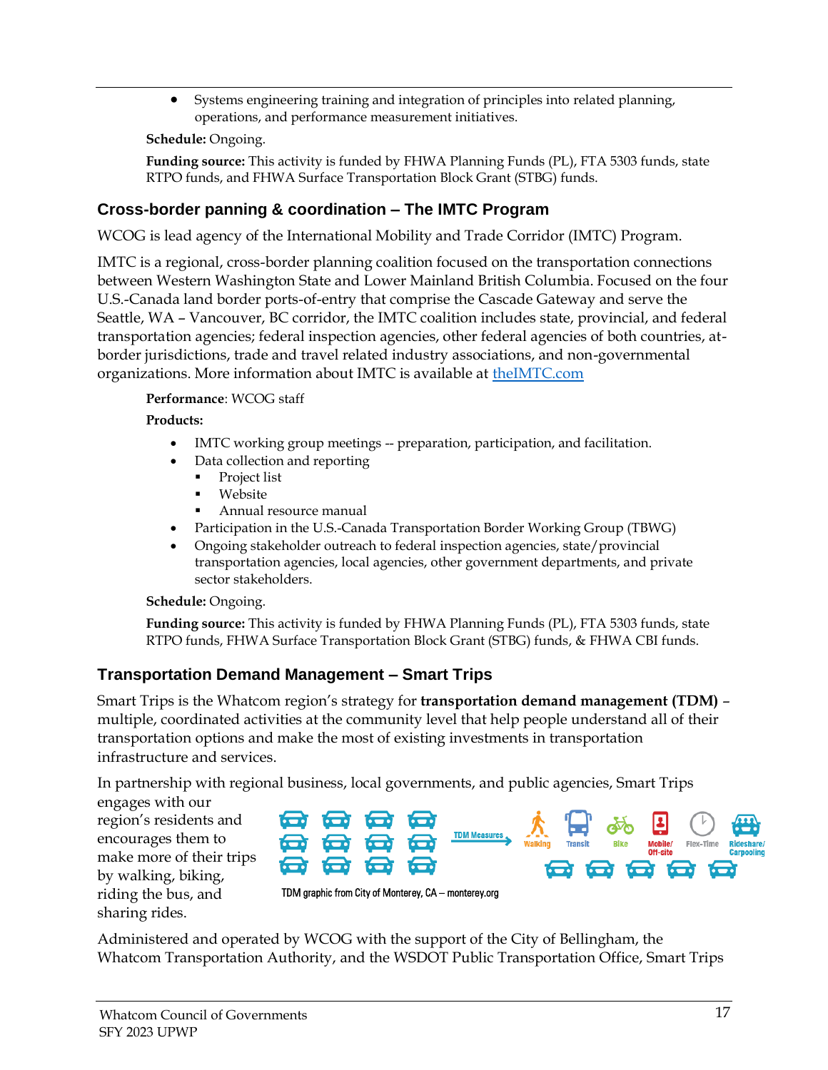- Systems engineering training and integration of principles into related planning, operations, and performance measurement initiatives.

**Schedule:** Ongoing.

**Funding source:** This activity is funded by FHWA Planning Funds (PL), FTA 5303 funds, state RTPO funds, and FHWA Surface Transportation Block Grant (STBG) funds.

### Cross-border panning & coordination – The IMTC Program

WCOG is lead agency of the International Mobility and Trade Corridor (IMTC) Program.

IMTC is a regional, cross-border planning coalition focused on the transportation connections between Western Washington State and Lower Mainland British Columbia. Focused on the four U.S.-Canada land border ports-of-entry that comprise the Cascade Gateway and serve the Seattle, WA – Vancouver, BC corridor, the IMTC coalition includes state, provincial, and federal transportation agencies; federal inspection agencies, other federal agencies of both countries, at-border jurisdictions, trade and travel related industry associations, and non-governmental organizations. More information about IMTC is available at [theIMTC.com](theIMTC.com)

**Performance**: WCOG staff

**Products:**

- IMTC working group meetings -- preparation, participation, and facilitation.
- Data collection and reporting
  - Project list
  - Website
  - Annual resource manual
- Participation in the U.S.-Canada Transportation Border Working Group (TBWG)
- Ongoing stakeholder outreach to federal inspection agencies, state/provincial transportation agencies, local agencies, other government departments, and private sector stakeholders.

**Schedule:** Ongoing.

**Funding source:** This activity is funded by FHWA Planning Funds (PL), FTA 5303 funds, state RTPO funds, FHWA Surface Transportation Block Grant (STBG) funds, & FHWA CBI funds.

### Transportation Demand Management – Smart Trips

Smart Trips is the Whatcom region's strategy for **transportation demand management (TDM)** – multiple, coordinated activities at the community level that help people understand all of their transportation options and make the most of existing investments in transportation infrastructure and services.

In partnership with regional business, local governments, and public agencies, Smart Trips engages with our region's residents and encourages them to make more of their trips by walking, biking, riding the bus, and sharing rides.

TDM Measures → Walking, Transit, Bike, Mobile/Off-site, Flex-Time, Rideshare/Carpooling

TDM graphic from City of Monterey, CA – monterey.org

Administered and operated by WCOG with the support of the City of Bellingham, the Whatcom Transportation Authority, and the WSDOT Public Transportation Office, Smart Trips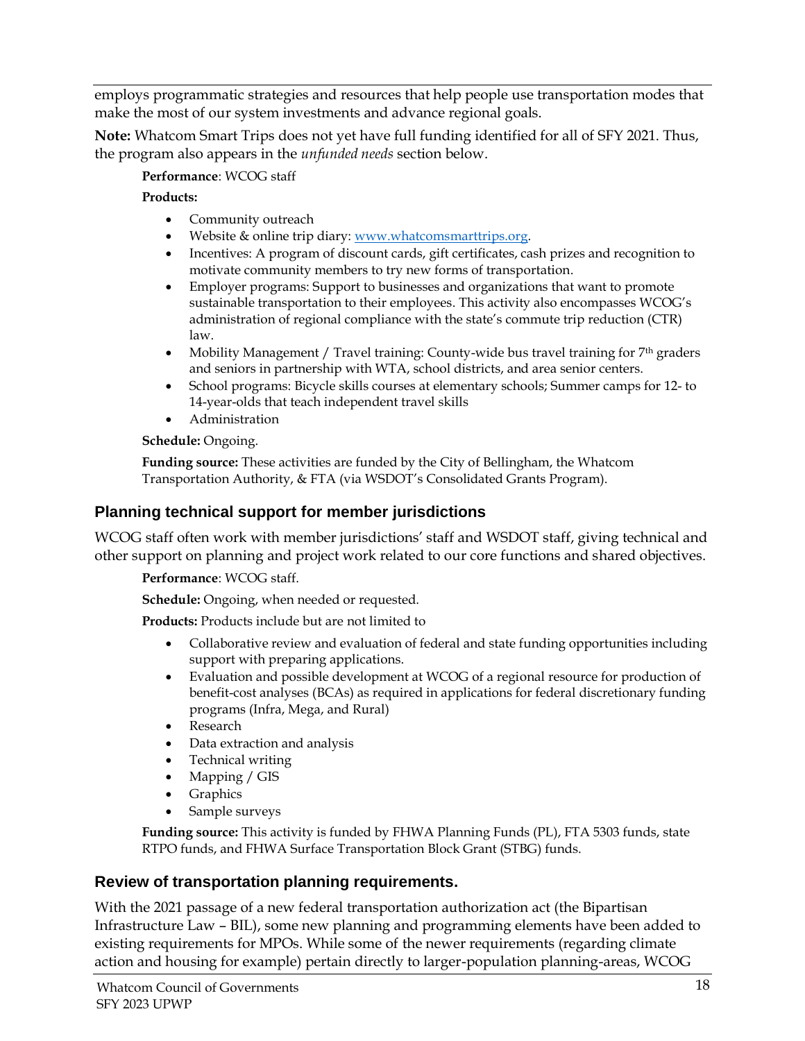employs programmatic strategies and resources that help people use transportation modes that make the most of our system investments and advance regional goals.

**Note:** Whatcom Smart Trips does not yet have full funding identified for all of SFY 2021. Thus, the program also appears in the *unfunded needs* section below.

**Performance**: WCOG staff

**Products:**

- Community outreach
- Website & online trip diary: www.whatcomsmarttrips.org.
- Incentives: A program of discount cards, gift certificates, cash prizes and recognition to motivate community members to try new forms of transportation.
- Employer programs: Support to businesses and organizations that want to promote sustainable transportation to their employees. This activity also encompasses WCOG's administration of regional compliance with the state's commute trip reduction (CTR) law.
- Mobility Management / Travel training: County-wide bus travel training for 7th graders and seniors in partnership with WTA, school districts, and area senior centers.
- School programs: Bicycle skills courses at elementary schools; Summer camps for 12- to 14-year-olds that teach independent travel skills
- Administration

**Schedule:** Ongoing.

**Funding source:** These activities are funded by the City of Bellingham, the Whatcom Transportation Authority, & FTA (via WSDOT's Consolidated Grants Program).

### Planning technical support for member jurisdictions

WCOG staff often work with member jurisdictions' staff and WSDOT staff, giving technical and other support on planning and project work related to our core functions and shared objectives.

**Performance**: WCOG staff.

**Schedule:** Ongoing, when needed or requested.

**Products:** Products include but are not limited to

- Collaborative review and evaluation of federal and state funding opportunities including support with preparing applications.
- Evaluation and possible development at WCOG of a regional resource for production of benefit-cost analyses (BCAs) as required in applications for federal discretionary funding programs (Infra, Mega, and Rural)
- Research
- Data extraction and analysis
- Technical writing
- Mapping / GIS
- Graphics
- Sample surveys

**Funding source:** This activity is funded by FHWA Planning Funds (PL), FTA 5303 funds, state RTPO funds, and FHWA Surface Transportation Block Grant (STBG) funds.

### Review of transportation planning requirements.

With the 2021 passage of a new federal transportation authorization act (the Bipartisan Infrastructure Law – BIL), some new planning and programming elements have been added to existing requirements for MPOs. While some of the newer requirements (regarding climate action and housing for example) pertain directly to larger-population planning-areas, WCOG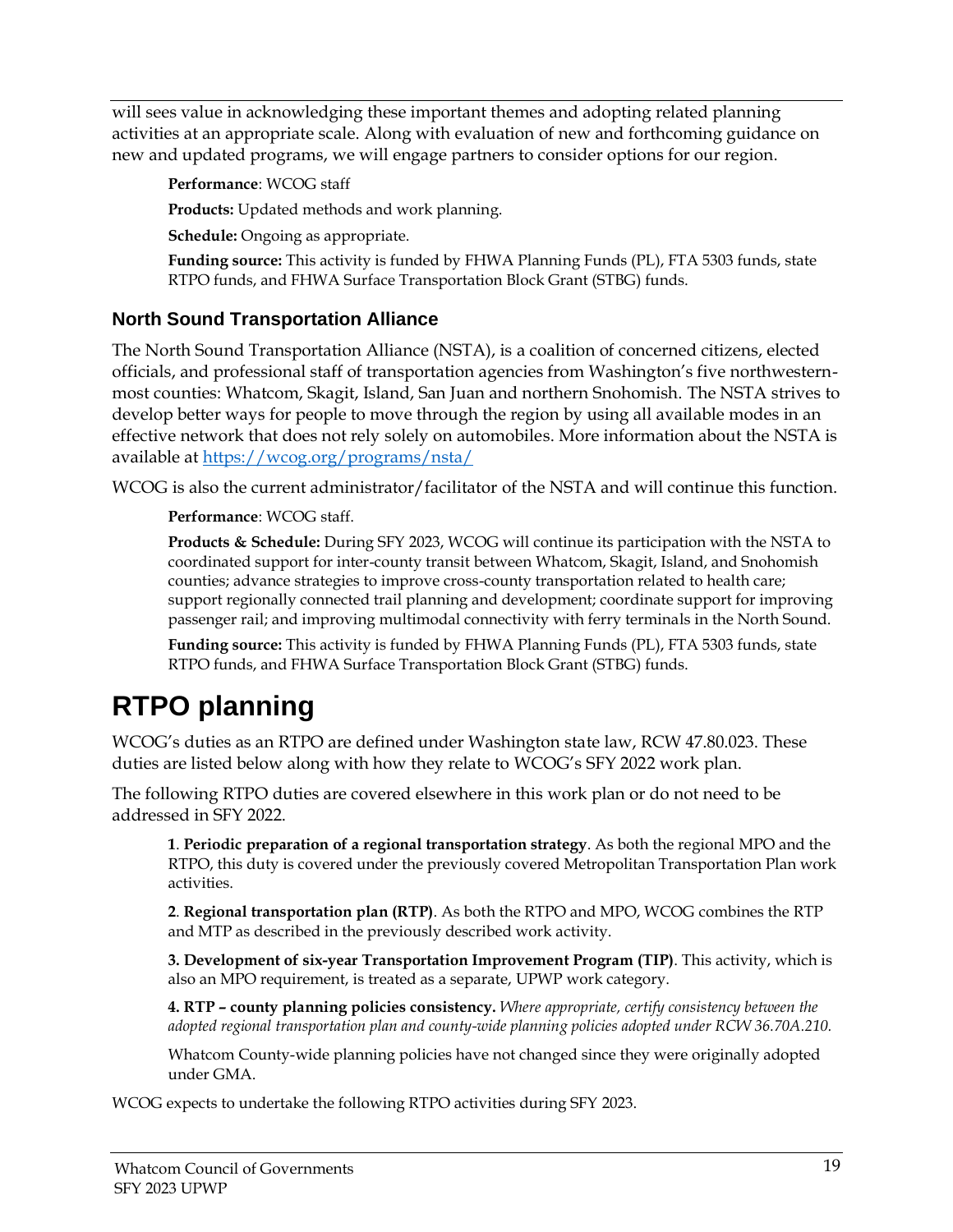will sees value in acknowledging these important themes and adopting related planning activities at an appropriate scale. Along with evaluation of new and forthcoming guidance on new and updated programs, we will engage partners to consider options for our region.

**Performance**: WCOG staff

**Products:** Updated methods and work planning.

**Schedule:** Ongoing as appropriate.

**Funding source:** This activity is funded by FHWA Planning Funds (PL), FTA 5303 funds, state RTPO funds, and FHWA Surface Transportation Block Grant (STBG) funds.

### North Sound Transportation Alliance

The North Sound Transportation Alliance (NSTA), is a coalition of concerned citizens, elected officials, and professional staff of transportation agencies from Washington's five northwestern-most counties: Whatcom, Skagit, Island, San Juan and northern Snohomish. The NSTA strives to develop better ways for people to move through the region by using all available modes in an effective network that does not rely solely on automobiles. More information about the NSTA is available at [https://wcog.org/programs/nsta/](https://wcog.org/programs/nsta/)

WCOG is also the current administrator/facilitator of the NSTA and will continue this function.

**Performance**: WCOG staff.

**Products & Schedule:** During SFY 2023, WCOG will continue its participation with the NSTA to coordinated support for inter-county transit between Whatcom, Skagit, Island, and Snohomish counties; advance strategies to improve cross-county transportation related to health care; support regionally connected trail planning and development; coordinate support for improving passenger rail; and improving multimodal connectivity with ferry terminals in the North Sound.

**Funding source:** This activity is funded by FHWA Planning Funds (PL), FTA 5303 funds, state RTPO funds, and FHWA Surface Transportation Block Grant (STBG) funds.

# RTPO planning

WCOG's duties as an RTPO are defined under Washington state law, RCW 47.80.023. These duties are listed below along with how they relate to WCOG's SFY 2022 work plan.

The following RTPO duties are covered elsewhere in this work plan or do not need to be addressed in SFY 2022.

**1**. **Periodic preparation of a regional transportation strategy**. As both the regional MPO and the RTPO, this duty is covered under the previously covered Metropolitan Transportation Plan work activities.

**2**. **Regional transportation plan (RTP)**. As both the RTPO and MPO, WCOG combines the RTP and MTP as described in the previously described work activity.

**3. Development of six-year Transportation Improvement Program (TIP)**. This activity, which is also an MPO requirement, is treated as a separate, UPWP work category.

**4. RTP – county planning policies consistency.** *Where appropriate, certify consistency between the adopted regional transportation plan and county-wide planning policies adopted under RCW 36.70A.210.*

Whatcom County-wide planning policies have not changed since they were originally adopted under GMA.

WCOG expects to undertake the following RTPO activities during SFY 2023.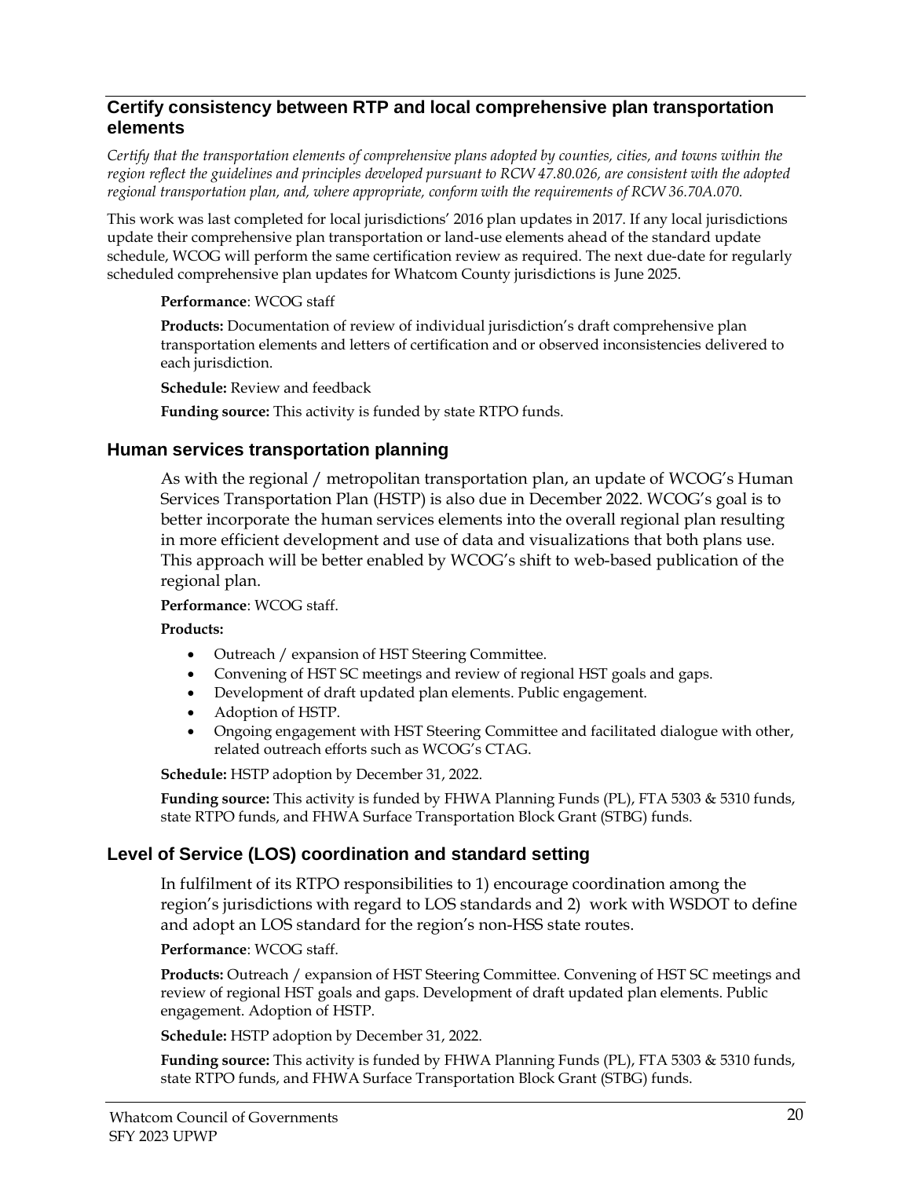## Certify consistency between RTP and local comprehensive plan transportation elements

*Certify that the transportation elements of comprehensive plans adopted by counties, cities, and towns within the region reflect the guidelines and principles developed pursuant to RCW 47.80.026, are consistent with the adopted regional transportation plan, and, where appropriate, conform with the requirements of RCW 36.70A.070.*

This work was last completed for local jurisdictions' 2016 plan updates in 2017. If any local jurisdictions update their comprehensive plan transportation or land-use elements ahead of the standard update schedule, WCOG will perform the same certification review as required. The next due-date for regularly scheduled comprehensive plan updates for Whatcom County jurisdictions is June 2025.

**Performance**: WCOG staff

**Products:** Documentation of review of individual jurisdiction's draft comprehensive plan transportation elements and letters of certification and or observed inconsistencies delivered to each jurisdiction.

**Schedule:** Review and feedback

**Funding source:** This activity is funded by state RTPO funds.

### Human services transportation planning

As with the regional / metropolitan transportation plan, an update of WCOG's Human Services Transportation Plan (HSTP) is also due in December 2022. WCOG's goal is to better incorporate the human services elements into the overall regional plan resulting in more efficient development and use of data and visualizations that both plans use. This approach will be better enabled by WCOG's shift to web-based publication of the regional plan.

**Performance**: WCOG staff.

**Products:**

- Outreach / expansion of HST Steering Committee.
- Convening of HST SC meetings and review of regional HST goals and gaps.
- Development of draft updated plan elements. Public engagement.
- Adoption of HSTP.
- Ongoing engagement with HST Steering Committee and facilitated dialogue with other, related outreach efforts such as WCOG's CTAG.

**Schedule:** HSTP adoption by December 31, 2022.

**Funding source:** This activity is funded by FHWA Planning Funds (PL), FTA 5303 & 5310 funds, state RTPO funds, and FHWA Surface Transportation Block Grant (STBG) funds.

### Level of Service (LOS) coordination and standard setting

In fulfilment of its RTPO responsibilities to 1) encourage coordination among the region's jurisdictions with regard to LOS standards and 2) work with WSDOT to define and adopt an LOS standard for the region's non-HSS state routes.

**Performance**: WCOG staff.

**Products:** Outreach / expansion of HST Steering Committee. Convening of HST SC meetings and review of regional HST goals and gaps. Development of draft updated plan elements. Public engagement. Adoption of HSTP.

**Schedule:** HSTP adoption by December 31, 2022.

**Funding source:** This activity is funded by FHWA Planning Funds (PL), FTA 5303 & 5310 funds, state RTPO funds, and FHWA Surface Transportation Block Grant (STBG) funds.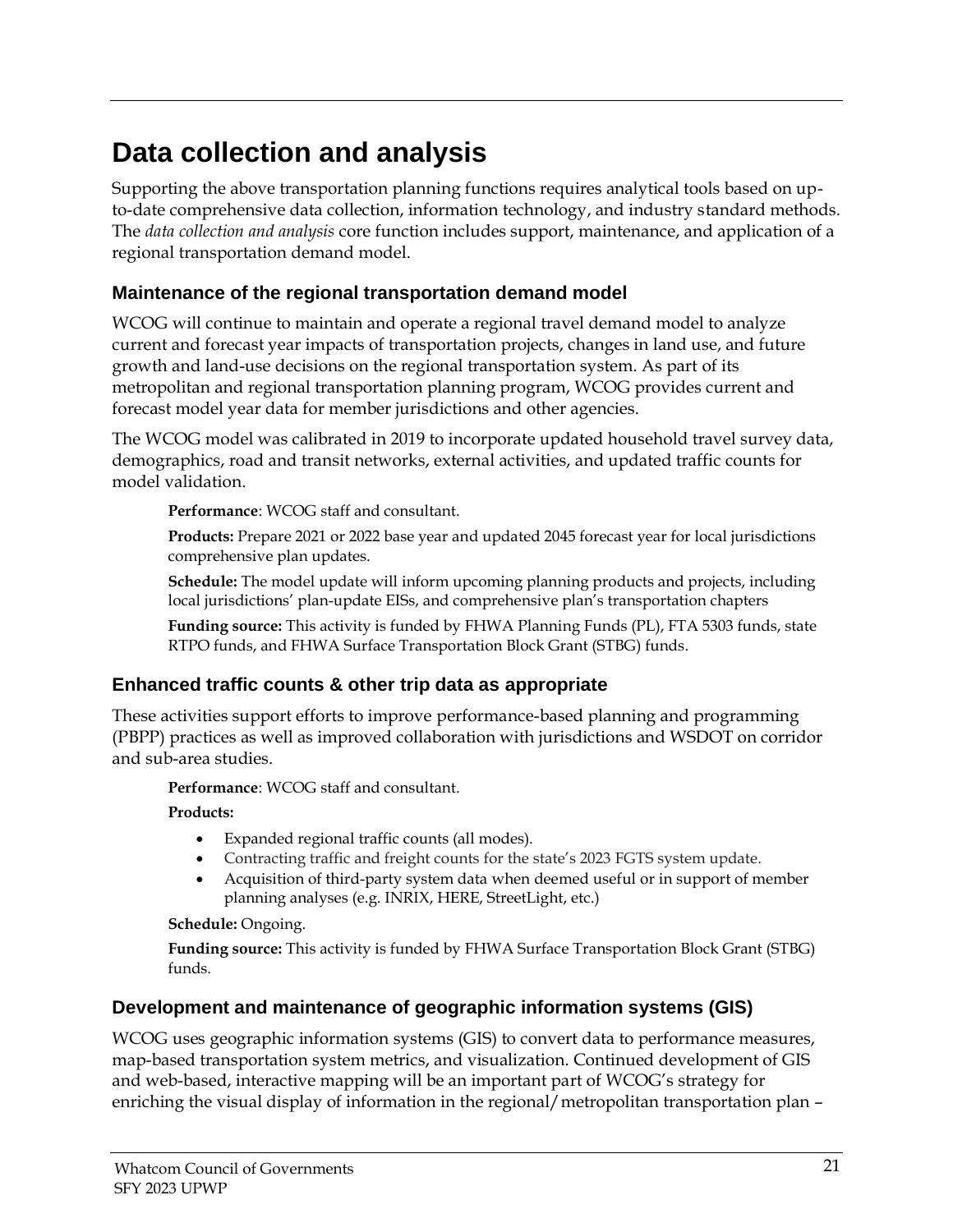# Data collection and analysis

Supporting the above transportation planning functions requires analytical tools based on up-to-date comprehensive data collection, information technology, and industry standard methods. The *data collection and analysis* core function includes support, maintenance, and application of a regional transportation demand model.

## Maintenance of the regional transportation demand model

WCOG will continue to maintain and operate a regional travel demand model to analyze current and forecast year impacts of transportation projects, changes in land use, and future growth and land-use decisions on the regional transportation system. As part of its metropolitan and regional transportation planning program, WCOG provides current and forecast model year data for member jurisdictions and other agencies.

The WCOG model was calibrated in 2019 to incorporate updated household travel survey data, demographics, road and transit networks, external activities, and updated traffic counts for model validation.

**Performance**: WCOG staff and consultant.

**Products:** Prepare 2021 or 2022 base year and updated 2045 forecast year for local jurisdictions comprehensive plan updates.

**Schedule:** The model update will inform upcoming planning products and projects, including local jurisdictions' plan-update EISs, and comprehensive plan's transportation chapters

**Funding source:** This activity is funded by FHWA Planning Funds (PL), FTA 5303 funds, state RTPO funds, and FHWA Surface Transportation Block Grant (STBG) funds.

## Enhanced traffic counts & other trip data as appropriate

These activities support efforts to improve performance-based planning and programming (PBPP) practices as well as improved collaboration with jurisdictions and WSDOT on corridor and sub-area studies.

**Performance**: WCOG staff and consultant.

**Products:**

- Expanded regional traffic counts (all modes).
- Contracting traffic and freight counts for the state's 2023 FGTS system update.
- Acquisition of third-party system data when deemed useful or in support of member planning analyses (e.g. INRIX, HERE, StreetLight, etc.)

**Schedule:** Ongoing.

**Funding source:** This activity is funded by FHWA Surface Transportation Block Grant (STBG) funds.

## Development and maintenance of geographic information systems (GIS)

WCOG uses geographic information systems (GIS) to convert data to performance measures, map-based transportation system metrics, and visualization. Continued development of GIS and web-based, interactive mapping will be an important part of WCOG's strategy for enriching the visual display of information in the regional/metropolitan transportation plan –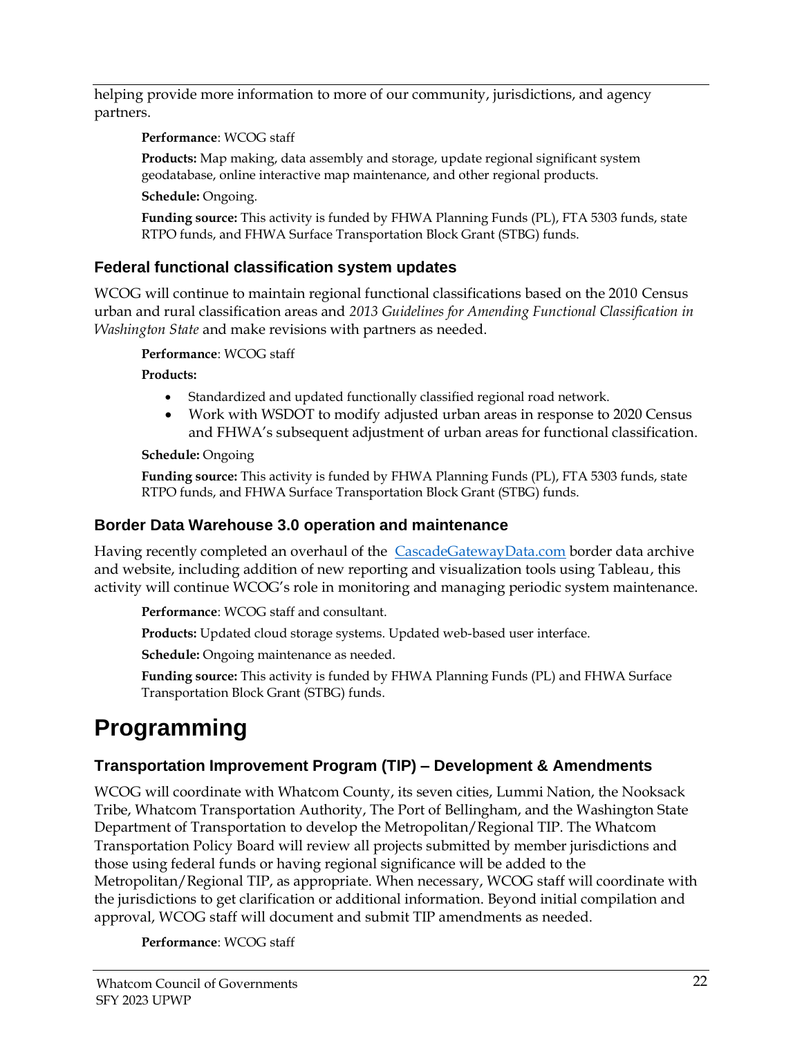helping provide more information to more of our community, jurisdictions, and agency partners.

**Performance**: WCOG staff

**Products:** Map making, data assembly and storage, update regional significant system geodatabase, online interactive map maintenance, and other regional products.

**Schedule:** Ongoing.

**Funding source:** This activity is funded by FHWA Planning Funds (PL), FTA 5303 funds, state RTPO funds, and FHWA Surface Transportation Block Grant (STBG) funds.

### Federal functional classification system updates

WCOG will continue to maintain regional functional classifications based on the 2010 Census urban and rural classification areas and *2013 Guidelines for Amending Functional Classification in Washington State* and make revisions with partners as needed.

**Performance**: WCOG staff

**Products:**

- Standardized and updated functionally classified regional road network.
- Work with WSDOT to modify adjusted urban areas in response to 2020 Census and FHWA's subsequent adjustment of urban areas for functional classification.

**Schedule:** Ongoing

**Funding source:** This activity is funded by FHWA Planning Funds (PL), FTA 5303 funds, state RTPO funds, and FHWA Surface Transportation Block Grant (STBG) funds.

### Border Data Warehouse 3.0 operation and maintenance

Having recently completed an overhaul of the [CascadeGatewayData.com](CascadeGatewayData.com) border data archive and website, including addition of new reporting and visualization tools using Tableau, this activity will continue WCOG's role in monitoring and managing periodic system maintenance.

**Performance**: WCOG staff and consultant.

**Products:** Updated cloud storage systems. Updated web-based user interface.

**Schedule:** Ongoing maintenance as needed.

**Funding source:** This activity is funded by FHWA Planning Funds (PL) and FHWA Surface Transportation Block Grant (STBG) funds.

# Programming

### Transportation Improvement Program (TIP) – Development & Amendments

WCOG will coordinate with Whatcom County, its seven cities, Lummi Nation, the Nooksack Tribe, Whatcom Transportation Authority, The Port of Bellingham, and the Washington State Department of Transportation to develop the Metropolitan/Regional TIP. The Whatcom Transportation Policy Board will review all projects submitted by member jurisdictions and those using federal funds or having regional significance will be added to the Metropolitan/Regional TIP, as appropriate. When necessary, WCOG staff will coordinate with the jurisdictions to get clarification or additional information. Beyond initial compilation and approval, WCOG staff will document and submit TIP amendments as needed.

**Performance**: WCOG staff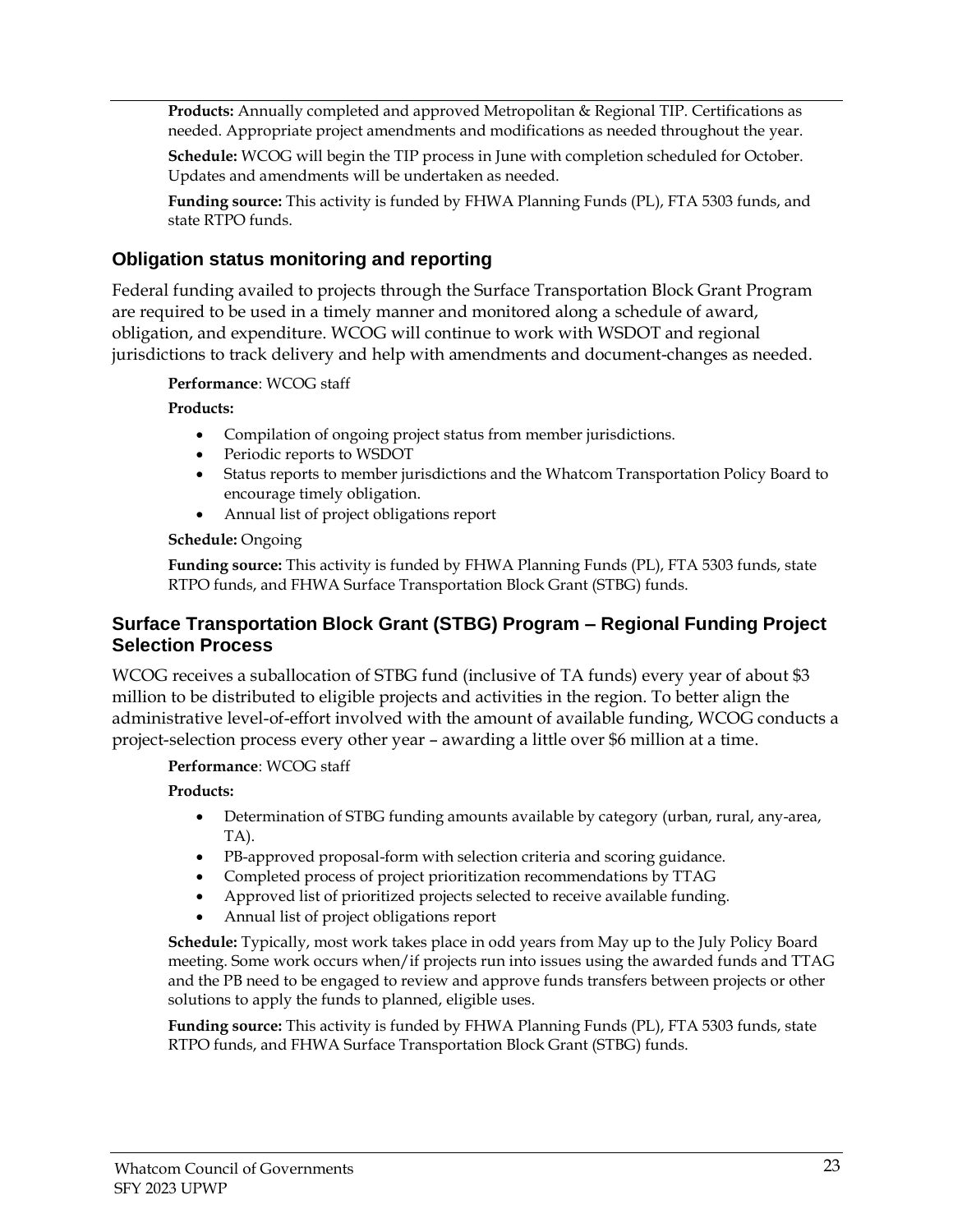**Products:** Annually completed and approved Metropolitan & Regional TIP. Certifications as needed. Appropriate project amendments and modifications as needed throughout the year.

**Schedule:** WCOG will begin the TIP process in June with completion scheduled for October. Updates and amendments will be undertaken as needed.

**Funding source:** This activity is funded by FHWA Planning Funds (PL), FTA 5303 funds, and state RTPO funds.

### Obligation status monitoring and reporting

Federal funding availed to projects through the Surface Transportation Block Grant Program are required to be used in a timely manner and monitored along a schedule of award, obligation, and expenditure. WCOG will continue to work with WSDOT and regional jurisdictions to track delivery and help with amendments and document-changes as needed.

**Performance**: WCOG staff

**Products:**

- Compilation of ongoing project status from member jurisdictions.
- Periodic reports to WSDOT
- Status reports to member jurisdictions and the Whatcom Transportation Policy Board to encourage timely obligation.
- Annual list of project obligations report

**Schedule:** Ongoing

**Funding source:** This activity is funded by FHWA Planning Funds (PL), FTA 5303 funds, state RTPO funds, and FHWA Surface Transportation Block Grant (STBG) funds.

### Surface Transportation Block Grant (STBG) Program – Regional Funding Project Selection Process

WCOG receives a suballocation of STBG fund (inclusive of TA funds) every year of about $3 million to be distributed to eligible projects and activities in the region. To better align the administrative level-of-effort involved with the amount of available funding, WCOG conducts a project-selection process every other year – awarding a little over $6 million at a time.

**Performance**: WCOG staff

**Products:**

- Determination of STBG funding amounts available by category (urban, rural, any-area, TA).
- PB-approved proposal-form with selection criteria and scoring guidance.
- Completed process of project prioritization recommendations by TTAG
- Approved list of prioritized projects selected to receive available funding.
- Annual list of project obligations report

**Schedule:** Typically, most work takes place in odd years from May up to the July Policy Board meeting. Some work occurs when/if projects run into issues using the awarded funds and TTAG and the PB need to be engaged to review and approve funds transfers between projects or other solutions to apply the funds to planned, eligible uses.

**Funding source:** This activity is funded by FHWA Planning Funds (PL), FTA 5303 funds, state RTPO funds, and FHWA Surface Transportation Block Grant (STBG) funds.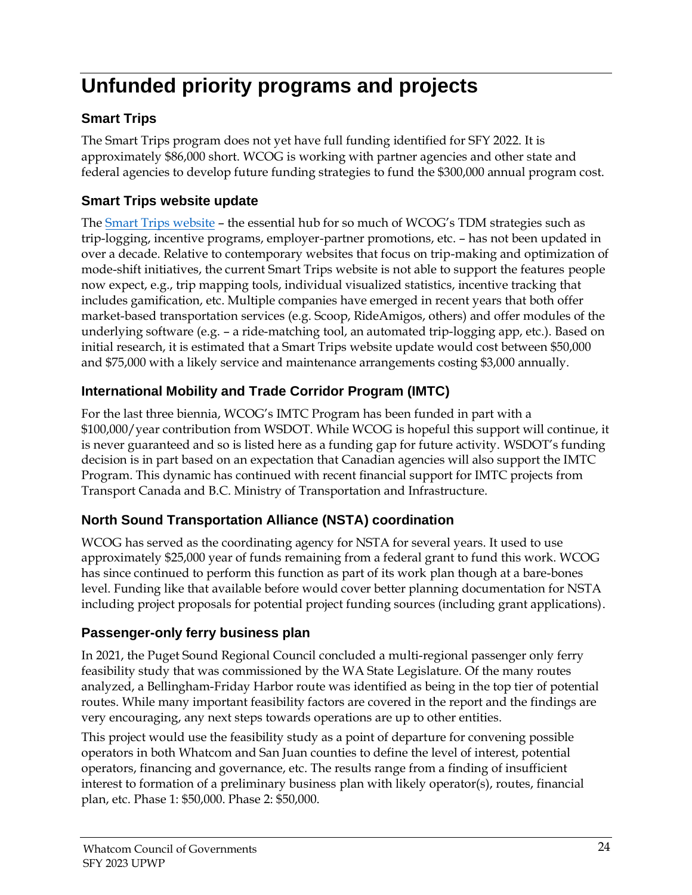# Unfunded priority programs and projects

## Smart Trips

The Smart Trips program does not yet have full funding identified for SFY 2022. It is approximately $86,000 short. WCOG is working with partner agencies and other state and federal agencies to develop future funding strategies to fund the $300,000 annual program cost.

## Smart Trips website update

The Smart Trips website – the essential hub for so much of WCOG's TDM strategies such as trip-logging, incentive programs, employer-partner promotions, etc. – has not been updated in over a decade. Relative to contemporary websites that focus on trip-making and optimization of mode-shift initiatives, the current Smart Trips website is not able to support the features people now expect, e.g., trip mapping tools, individual visualized statistics, incentive tracking that includes gamification, etc. Multiple companies have emerged in recent years that both offer market-based transportation services (e.g. Scoop, RideAmigos, others) and offer modules of the underlying software (e.g. – a ride-matching tool, an automated trip-logging app, etc.). Based on initial research, it is estimated that a Smart Trips website update would cost between $50,000 and $75,000 with a likely service and maintenance arrangements costing $3,000 annually.

## International Mobility and Trade Corridor Program (IMTC)

For the last three biennia, WCOG's IMTC Program has been funded in part with a $100,000/year contribution from WSDOT. While WCOG is hopeful this support will continue, it is never guaranteed and so is listed here as a funding gap for future activity. WSDOT's funding decision is in part based on an expectation that Canadian agencies will also support the IMTC Program. This dynamic has continued with recent financial support for IMTC projects from Transport Canada and B.C. Ministry of Transportation and Infrastructure.

## North Sound Transportation Alliance (NSTA) coordination

WCOG has served as the coordinating agency for NSTA for several years. It used to use approximately $25,000 year of funds remaining from a federal grant to fund this work. WCOG has since continued to perform this function as part of its work plan though at a bare-bones level. Funding like that available before would cover better planning documentation for NSTA including project proposals for potential project funding sources (including grant applications).

## Passenger-only ferry business plan

In 2021, the Puget Sound Regional Council concluded a multi-regional passenger only ferry feasibility study that was commissioned by the WA State Legislature. Of the many routes analyzed, a Bellingham-Friday Harbor route was identified as being in the top tier of potential routes. While many important feasibility factors are covered in the report and the findings are very encouraging, any next steps towards operations are up to other entities.

This project would use the feasibility study as a point of departure for convening possible operators in both Whatcom and San Juan counties to define the level of interest, potential operators, financing and governance, etc. The results range from a finding of insufficient interest to formation of a preliminary business plan with likely operator(s), routes, financial plan, etc. Phase 1: $50,000. Phase 2: $50,000.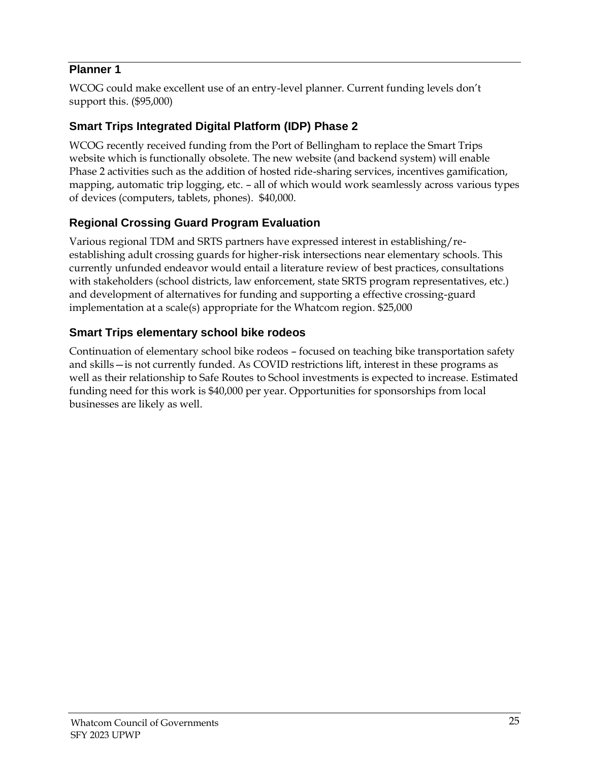### Planner 1

WCOG could make excellent use of an entry-level planner. Current funding levels don't support this. ($95,000)

### Smart Trips Integrated Digital Platform (IDP) Phase 2

WCOG recently received funding from the Port of Bellingham to replace the Smart Trips website which is functionally obsolete. The new website (and backend system) will enable Phase 2 activities such as the addition of hosted ride-sharing services, incentives gamification, mapping, automatic trip logging, etc. – all of which would work seamlessly across various types of devices (computers, tablets, phones). $40,000.

### Regional Crossing Guard Program Evaluation

Various regional TDM and SRTS partners have expressed interest in establishing/re-establishing adult crossing guards for higher-risk intersections near elementary schools. This currently unfunded endeavor would entail a literature review of best practices, consultations with stakeholders (school districts, law enforcement, state SRTS program representatives, etc.) and development of alternatives for funding and supporting a effective crossing-guard implementation at a scale(s) appropriate for the Whatcom region. $25,000

### Smart Trips elementary school bike rodeos

Continuation of elementary school bike rodeos – focused on teaching bike transportation safety and skills—is not currently funded. As COVID restrictions lift, interest in these programs as well as their relationship to Safe Routes to School investments is expected to increase. Estimated funding need for this work is $40,000 per year. Opportunities for sponsorships from local businesses are likely as well.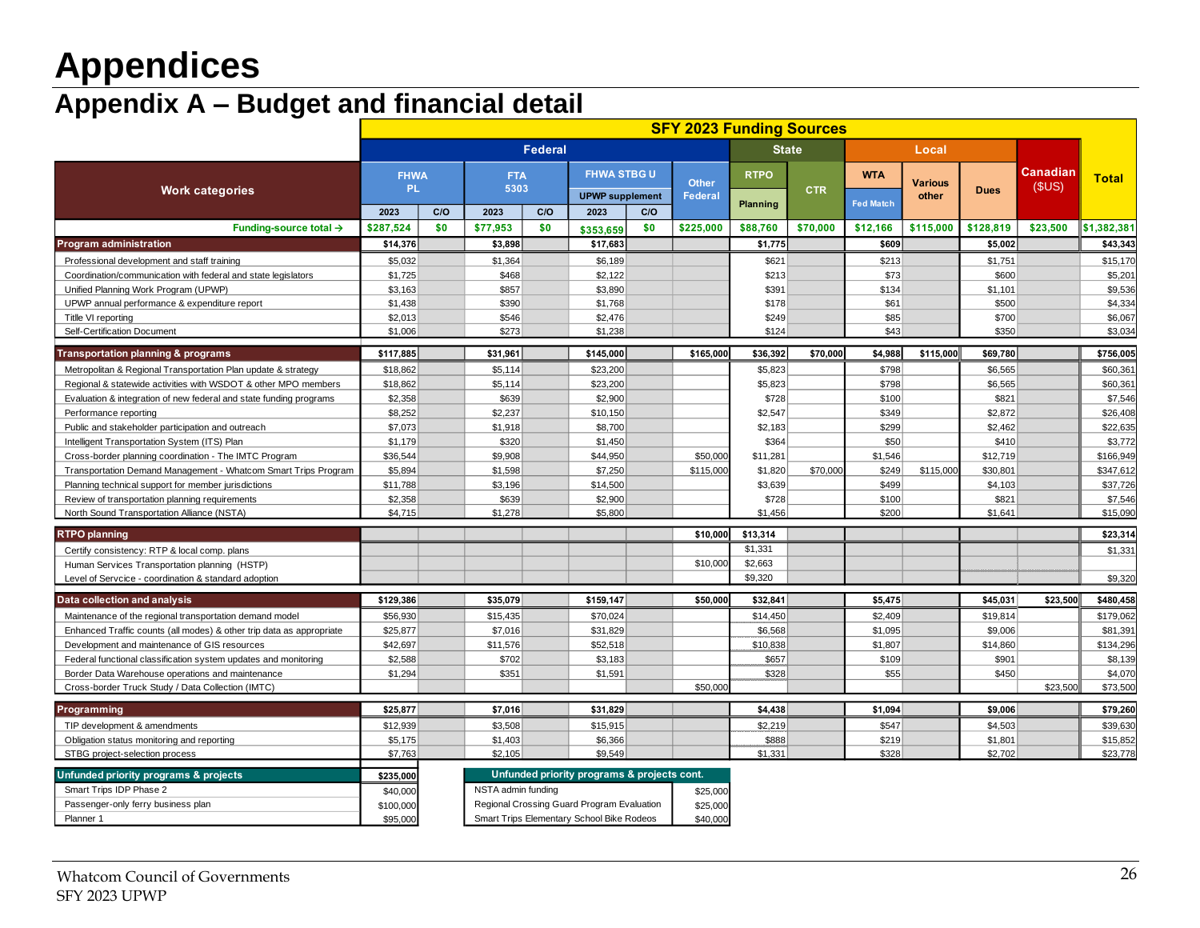# Appendices

## Appendix A – Budget and financial detail

| Work categories | SFY 2023 Funding Sources | | | | | | | | | | | | | |
|---|---|---|---|---|---|---|---|---|---|---|---|---|---|---|
| | Federal | | | | | | | State | | Local | | | Canadian ($US) | Total |
| | FHWA PL | | FTA 5303 | | FHWA STBG U UPWP supplement | | Other Federal | RTPO Planning | CTR | WTA Fed Match | Various other | Dues | | |
| | 2023 | C/O | 2023 | C/O | 2023 | C/O | | | | | | | | |
| **Funding-source total →** | $287,524 | $0 | $77,953 | $0 | $353,659 | $0 | $225,000 | $88,760 | $70,000 | $12,166 | $115,000 | $128,819 | $23,500 | $1,382,381 |
| **Program administration** | $14,376 | | $3,898 | | $17,683 | | | $1,775 | | $609 | | $5,002 | | $43,343 |
| Professional development and staff training | $5,032 | | $1,364 | | $6,189 | | | $621 | | $213 | | $1,751 | | $15,170 |
| Coordination/communication with federal and state legislators | $1,725 | | $468 | | $2,122 | | | $213 | | $73 | | $600 | | $5,201 |
| Unified Planning Work Program (UPWP) | $3,163 | | $857 | | $3,890 | | | $391 | | $134 | | $1,101 | | $9,536 |
| UPWP annual performance & expenditure report | $1,438 | | $390 | | $1,768 | | | $178 | | $61 | | $500 | | $4,334 |
| Titlle VI reporting | $2,013 | | $546 | | $2,476 | | | $249 | | $85 | | $700 | | $6,067 |
| Self-Certification Document | $1,006 | | $273 | | $1,238 | | | $124 | | $43 | | $350 | | $3,034 |
| **Transportation planning & programs** | $117,885 | | $31,961 | | $145,000 | | $165,000 | $36,392 | $70,000 | $4,988 | $115,000 | $69,780 | | $756,005 |
| Metropolitan & Regional Transportation Plan update & strategy | $18,862 | | $5,114 | | $23,200 | | | $5,823 | | $798 | | $6,565 | | $60,361 |
| Regional & statewide activities with WSDOT & other MPO members | $18,862 | | $5,114 | | $23,200 | | | $5,823 | | $798 | | $6,565 | | $60,361 |
| Evaluation & integration of new federal and state funding programs | $2,358 | | $639 | | $2,900 | | | $728 | | $100 | | $821 | | $7,546 |
| Performance reporting | $8,252 | | $2,237 | | $10,150 | | | $2,547 | | $349 | | $2,872 | | $26,408 |
| Public and stakeholder participation and outreach | $7,073 | | $1,918 | | $8,700 | | | $2,183 | | $299 | | $2,462 | | $22,635 |
| Intelligent Transportation System (ITS) Plan | $1,179 | | $320 | | $1,450 | | | $364 | | $50 | | $410 | | $3,772 |
| Cross-border planning coordination - The IMTC Program | $36,544 | | $9,908 | | $44,950 | | $50,000 | $11,281 | | $1,546 | | $12,719 | | $166,949 |
| Transportation Demand Management - Whatcom Smart Trips Program | $5,894 | | $1,598 | | $7,250 | | $115,000 | $1,820 | $70,000 | $249 | $115,000 | $30,801 | | $347,612 |
| Planning technical support for member jurisdictions | $11,788 | | $3,196 | | $14,500 | | | $3,639 | | $499 | | $4,103 | | $37,726 |
| Review of transportation planning requirements | $2,358 | | $639 | | $2,900 | | | $728 | | $100 | | $821 | | $7,546 |
| North Sound Transportation Alliance (NSTA) | $4,715 | | $1,278 | | $5,800 | | | $1,456 | | $200 | | $1,641 | | $15,090 |
| **RTPO planning** | | | | | | | $10,000 | $13,314 | | | | | | $23,314 |
| Certify consistency: RTP & local comp. plans | | | | | | | | $1,331 | | | | | | $1,331 |
| Human Services Transportation planning (HSTP) | | | | | | | $10,000 | $2,663 | | | | | | |
| Level of Servcice - coordination & standard adoption | | | | | | | | $9,320 | | | | | | $9,320 |
| **Data collection and analysis** | $129,386 | | $35,079 | | $159,147 | | $50,000 | $32,841 | | $5,475 | | $45,031 | $23,500 | $480,458 |
| Maintenance of the regional transportation demand model | $56,930 | | $15,435 | | $70,024 | | | $14,450 | | $2,409 | | $19,814 | | $179,062 |
| Enhanced Traffic counts (all modes) & other trip data as appropriate | $25,877 | | $7,016 | | $31,829 | | | $6,568 | | $1,095 | | $9,006 | | $81,391 |
| Development and maintenance of GIS resources | $42,697 | | $11,576 | | $52,518 | | | $10,838 | | $1,807 | | $14,860 | | $134,296 |
| Federal functional classification system updates and monitoring | $2,588 | | $702 | | $3,183 | | | $657 | | $109 | | $901 | | $8,139 |
| Border Data Warehouse operations and maintenance | $1,294 | | $351 | | $1,591 | | | $328 | | $55 | | $450 | | $4,070 |
| Cross-border Truck Study / Data Collection (IMTC) | | | | | | | $50,000 | | | | | | $23,500 | $73,500 |
| **Programming** | $25,877 | | $7,016 | | $31,829 | | | $4,438 | | $1,094 | | $9,006 | | $79,260 |
| TIP development & amendments | $12,939 | | $3,508 | | $15,915 | | | $2,219 | | $547 | | $4,503 | | $39,630 |
| Obligation status monitoring and reporting | $5,175 | | $1,403 | | $6,366 | | | $888 | | $219 | | $1,801 | | $15,852 |
| STBG project-selection process | $7,763 | | $2,105 | | $9,549 | | | $1,331 | | $328 | | $2,702 | | $23,778 |

| Unfunded priority programs & projects | $235,000 |
|---|---|
| Smart Trips IDP Phase 2 | $40,000 |
| Passenger-only ferry business plan | $100,000 |
| Planner 1 | $95,000 |

| Unfunded priority programs & projects cont. | |
|---|---|
| NSTA admin funding | $25,000 |
| Regional Crossing Guard Program Evaluation | $25,000 |
| Smart Trips Elementary School Bike Rodeos | $40,000 |

Whatcom Council of Governments
SFY 2023 UPWP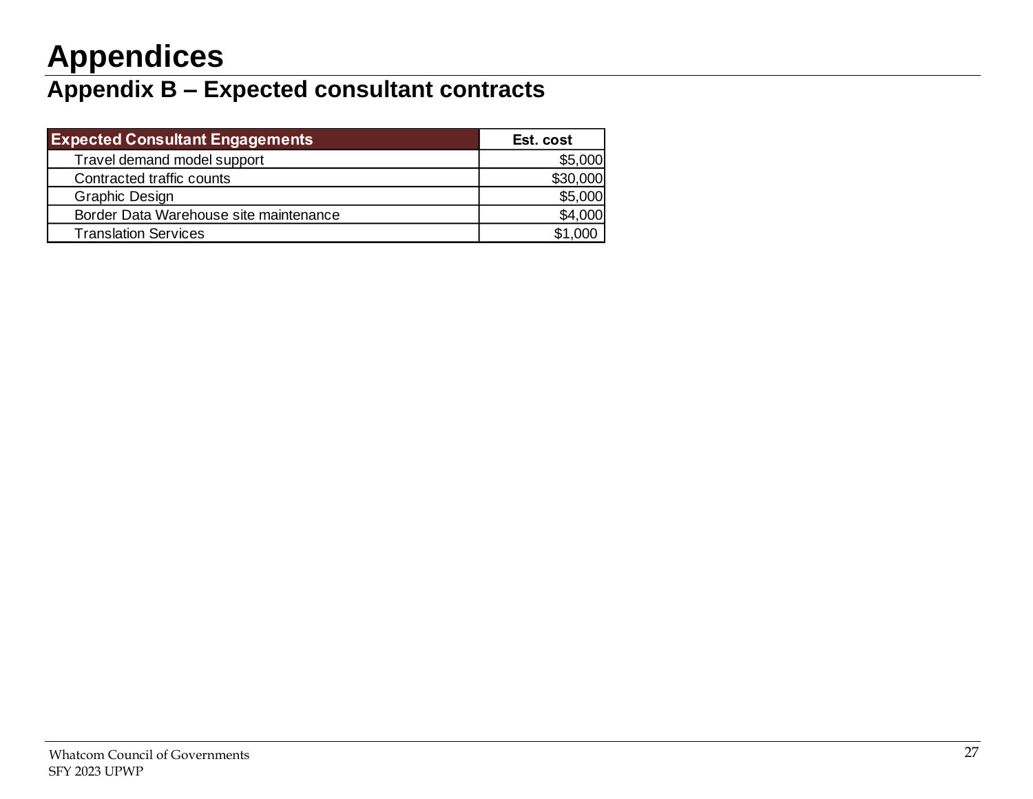# Appendices

## Appendix B – Expected consultant contracts

| Expected Consultant Engagements | Est. cost |
|---|---|
| Travel demand model support | $5,000 |
| Contracted traffic counts | $30,000 |
| Graphic Design | $5,000 |
| Border Data Warehouse site maintenance | $4,000 |
| Translation Services | $1,000 |